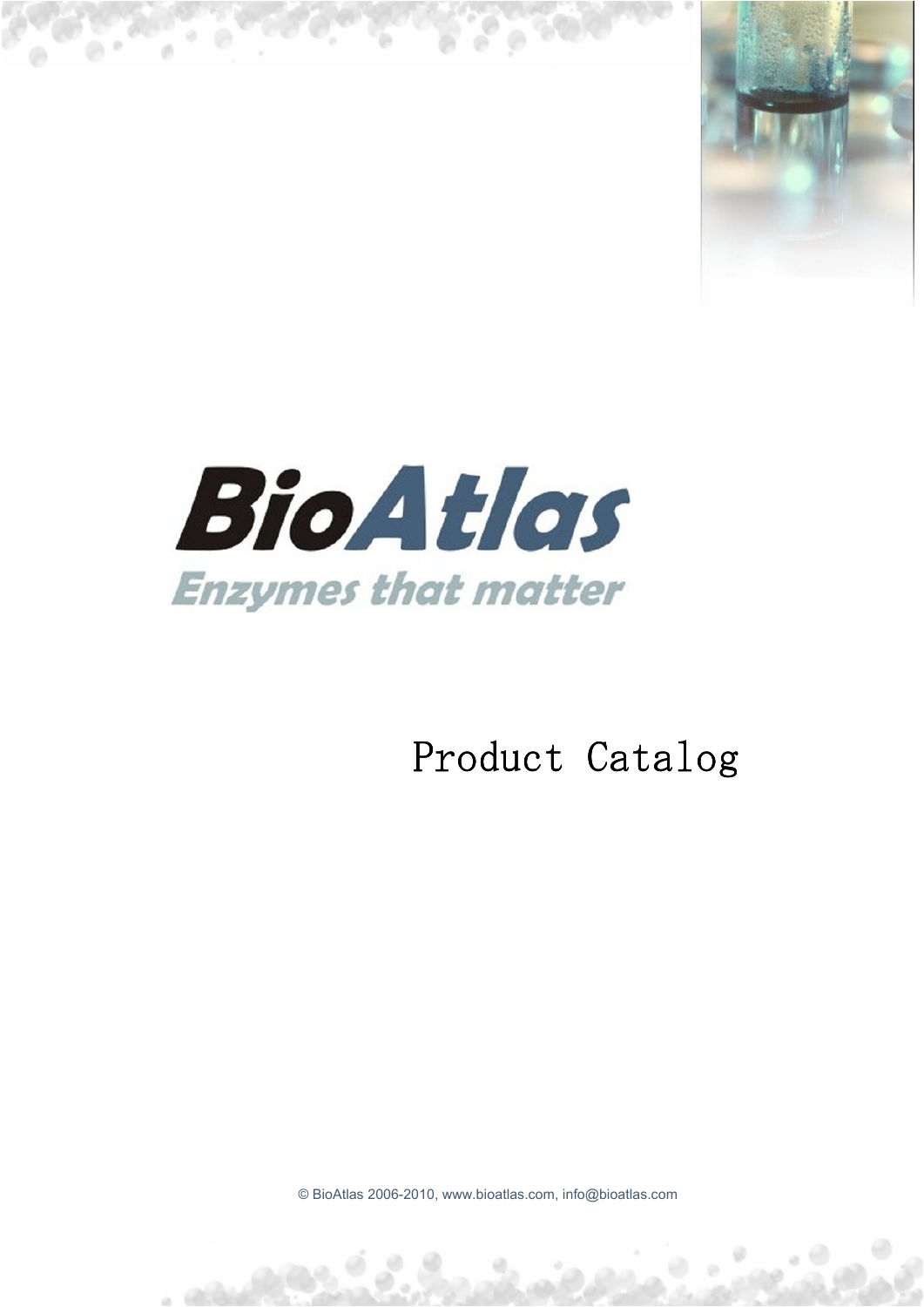# BioAtlas

*Enzymes that matter*

## Product Catalog

© BioAtlas 2006-2010, www.bioatlas.com, info@bioatlas.com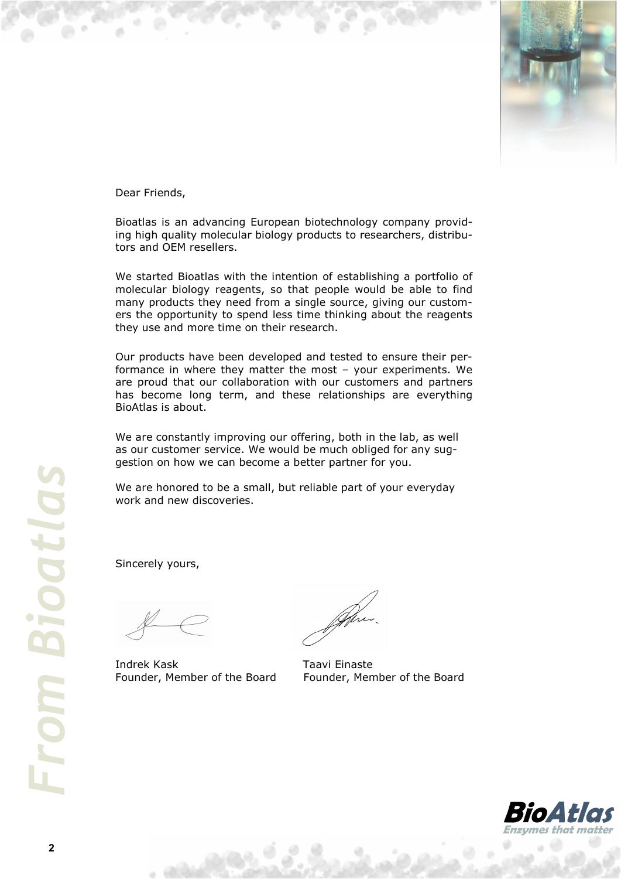Dear Friends,

Bioatlas is an advancing European biotechnology company providing high quality molecular biology products to researchers, distributors and OEM resellers.

We started Bioatlas with the intention of establishing a portfolio of molecular biology reagents, so that people would be able to find many products they need from a single source, giving our customers the opportunity to spend less time thinking about the reagents they use and more time on their research.

Our products have been developed and tested to ensure their performance in where they matter the most – your experiments. We are proud that our collaboration with our customers and partners has become long term, and these relationships are everything BioAtlas is about.

We are constantly improving our offering, both in the lab, as well as our customer service. We would be much obliged for any suggestion on how we can become a better partner for you.

We are honored to be a small, but reliable part of your everyday work and new discoveries.

Sincerely yours,

Indrek Kask
Founder, Member of the Board

Taavi Einaste
Founder, Member of the Board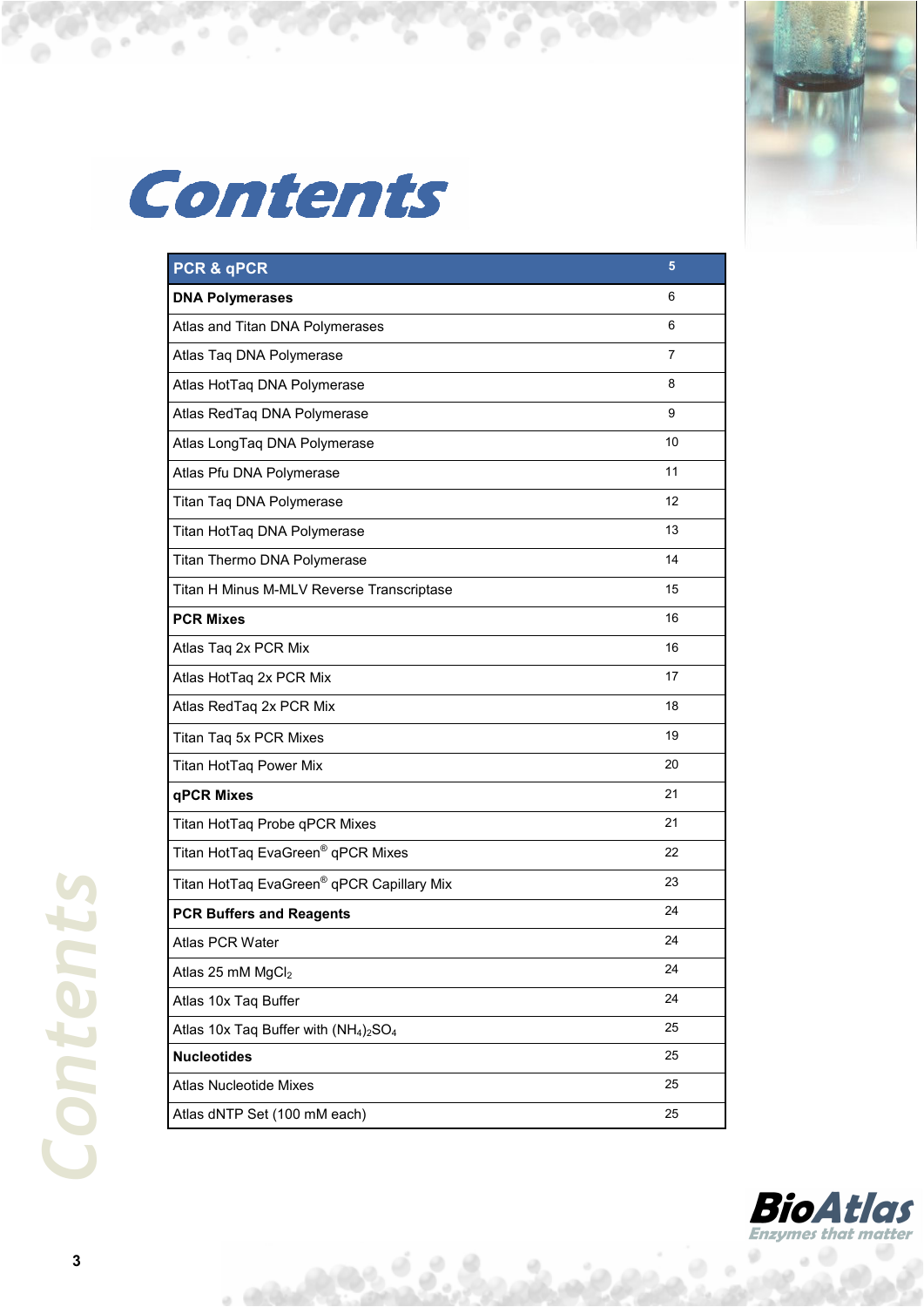# Contents

| PCR & qPCR | 5 |
|---|---|
| **DNA Polymerases** | 6 |
| Atlas and Titan DNA Polymerases | 6 |
| Atlas Taq DNA Polymerase | 7 |
| Atlas HotTaq DNA Polymerase | 8 |
| Atlas RedTaq DNA Polymerase | 9 |
| Atlas LongTaq DNA Polymerase | 10 |
| Atlas Pfu DNA Polymerase | 11 |
| Titan Taq DNA Polymerase | 12 |
| Titan HotTaq DNA Polymerase | 13 |
| Titan Thermo DNA Polymerase | 14 |
| Titan H Minus M-MLV Reverse Transcriptase | 15 |
| **PCR Mixes** | 16 |
| Atlas Taq 2x PCR Mix | 16 |
| Atlas HotTaq 2x PCR Mix | 17 |
| Atlas RedTaq 2x PCR Mix | 18 |
| Titan Taq 5x PCR Mixes | 19 |
| Titan HotTaq Power Mix | 20 |
| **qPCR Mixes** | 21 |
| Titan HotTaq Probe qPCR Mixes | 21 |
| Titan HotTaq EvaGreen® qPCR Mixes | 22 |
| Titan HotTaq EvaGreen® qPCR Capillary Mix | 23 |
| **PCR Buffers and Reagents** | 24 |
| Atlas PCR Water | 24 |
| Atlas 25 mM $MgCl_2$ | 24 |
| Atlas 10x Taq Buffer | 24 |
| Atlas 10x Taq Buffer with $(NH_4)_2SO_4$ | 25 |
| **Nucleotides** | 25 |
| Atlas Nucleotide Mixes | 25 |
| Atlas dNTP Set (100 mM each) | 25 |

BioAtlas
*Enzymes that matter*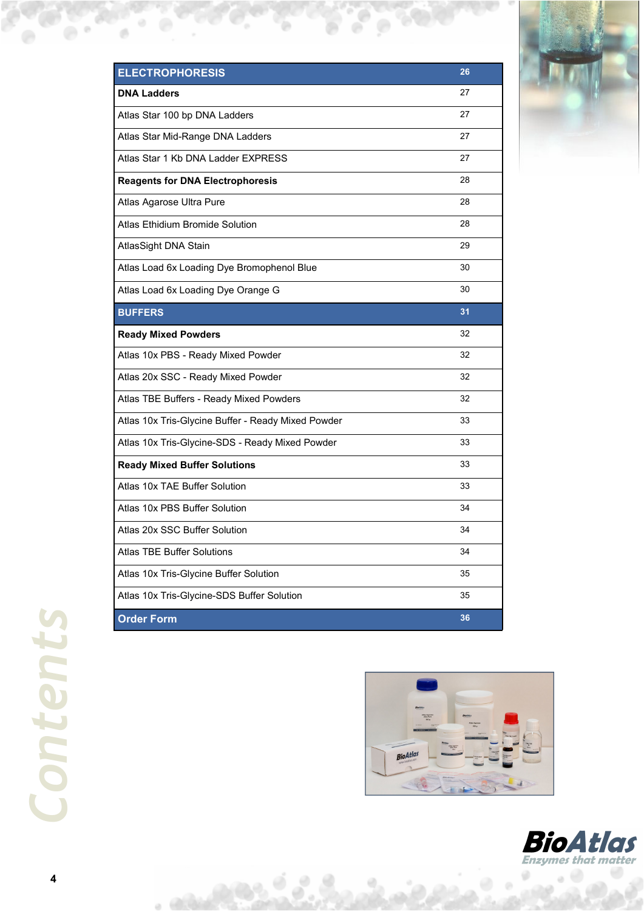# Contents

| ELECTROPHORESIS | 26 |
|---|---|
| **DNA Ladders** | 27 |
| Atlas Star 100 bp DNA Ladders | 27 |
| Atlas Star Mid-Range DNA Ladders | 27 |
| Atlas Star 1 Kb DNA Ladder EXPRESS | 27 |
| **Reagents for DNA Electrophoresis** | 28 |
| Atlas Agarose Ultra Pure | 28 |
| Atlas Ethidium Bromide Solution | 28 |
| AtlasSight DNA Stain | 29 |
| Atlas Load 6x Loading Dye Bromophenol Blue | 30 |
| Atlas Load 6x Loading Dye Orange G | 30 |
| **BUFFERS** | **31** |
| **Ready Mixed Powders** | 32 |
| Atlas 10x PBS - Ready Mixed Powder | 32 |
| Atlas 20x SSC - Ready Mixed Powder | 32 |
| Atlas TBE Buffers - Ready Mixed Powders | 32 |
| Atlas 10x Tris-Glycine Buffer - Ready Mixed Powder | 33 |
| Atlas 10x Tris-Glycine-SDS - Ready Mixed Powder | 33 |
| **Ready Mixed Buffer Solutions** | 33 |
| Atlas 10x TAE Buffer Solution | 33 |
| Atlas 10x PBS Buffer Solution | 34 |
| Atlas 20x SSC Buffer Solution | 34 |
| Atlas TBE Buffer Solutions | 34 |
| Atlas 10x Tris-Glycine Buffer Solution | 35 |
| Atlas 10x Tris-Glycine-SDS Buffer Solution | 35 |
| **Order Form** | **36** |

**BioAtlas**
*Enzymes that matter*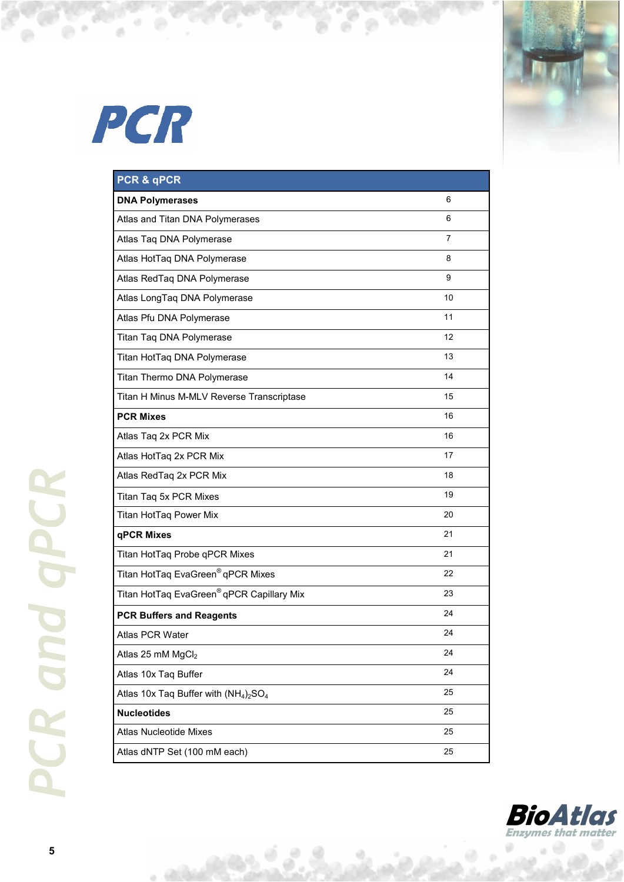# PCR

| PCR & qPCR | |
|---|---|
| **DNA Polymerases** | 6 |
| Atlas and Titan DNA Polymerases | 6 |
| Atlas Taq DNA Polymerase | 7 |
| Atlas HotTaq DNA Polymerase | 8 |
| Atlas RedTaq DNA Polymerase | 9 |
| Atlas LongTaq DNA Polymerase | 10 |
| Atlas Pfu DNA Polymerase | 11 |
| Titan Taq DNA Polymerase | 12 |
| Titan HotTaq DNA Polymerase | 13 |
| Titan Thermo DNA Polymerase | 14 |
| Titan H Minus M-MLV Reverse Transcriptase | 15 |
| **PCR Mixes** | 16 |
| Atlas Taq 2x PCR Mix | 16 |
| Atlas HotTaq 2x PCR Mix | 17 |
| Atlas RedTaq 2x PCR Mix | 18 |
| Titan Taq 5x PCR Mixes | 19 |
| Titan HotTaq Power Mix | 20 |
| **qPCR Mixes** | 21 |
| Titan HotTaq Probe qPCR Mixes | 21 |
| Titan HotTaq EvaGreen® qPCR Mixes | 22 |
| Titan HotTaq EvaGreen® qPCR Capillary Mix | 23 |
| **PCR Buffers and Reagents** | 24 |
| Atlas PCR Water | 24 |
| Atlas 25 mM $MgCl_2$ | 24 |
| Atlas 10x Taq Buffer | 24 |
| Atlas 10x Taq Buffer with $(NH_4)_2SO_4$ | 25 |
| **Nucleotides** | 25 |
| Atlas Nucleotide Mixes | 25 |
| Atlas dNTP Set (100 mM each) | 25 |

PCR and qPCR

BioAtlas
*Enzymes that matter*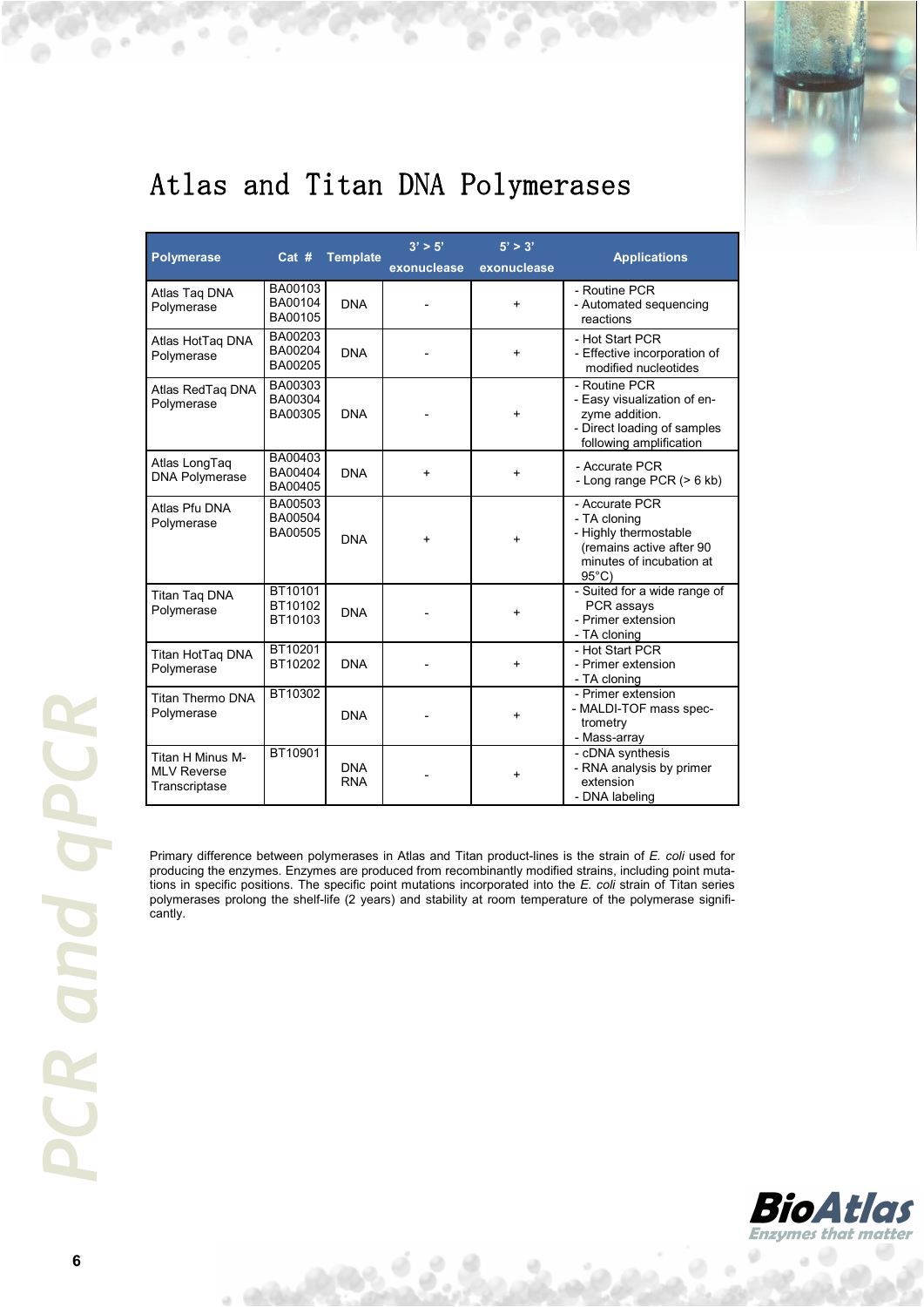# Atlas and Titan DNA Polymerases

| Polymerase | Cat # | Template | 3' > 5' exonuclease | 5' > 3' exonuclease | Applications |
|---|---|---|---|---|---|
| Atlas Taq DNA Polymerase | BA00103<br>BA00104<br>BA00105 | DNA | - | + | - Routine PCR<br>- Automated sequencing reactions |
| Atlas HotTaq DNA Polymerase | BA00203<br>BA00204<br>BA00205 | DNA | - | + | - Hot Start PCR<br>- Effective incorporation of modified nucleotides |
| Atlas RedTaq DNA Polymerase | BA00303<br>BA00304<br>BA00305 | DNA | - | + | - Routine PCR<br>- Easy visualization of enzyme addition.<br>- Direct loading of samples following amplification |
| Atlas LongTaq DNA Polymerase | BA00403<br>BA00404<br>BA00405 | DNA | + | + | - Accurate PCR<br>- Long range PCR (> 6 kb) |
| Atlas Pfu DNA Polymerase | BA00503<br>BA00504<br>BA00505 | DNA | + | + | - Accurate PCR<br>- TA cloning<br>- Highly thermostable (remains active after 90 minutes of incubation at 95°C) |
| Titan Taq DNA Polymerase | BT10101<br>BT10102<br>BT10103 | DNA | - | + | - Suited for a wide range of PCR assays<br>- Primer extension<br>- TA cloning |
| Titan HotTaq DNA Polymerase | BT10201<br>BT10202 | DNA | - | + | - Hot Start PCR<br>- Primer extension<br>- TA cloning |
| Titan Thermo DNA Polymerase | BT10302 | DNA | - | + | - Primer extension<br>- MALDI-TOF mass spectrometry<br>- Mass-array |
| Titan H Minus M-MLV Reverse Transcriptase | BT10901 | DNA<br>RNA | - | + | - cDNA synthesis<br>- RNA analysis by primer extension<br>- DNA labeling |

Primary difference between polymerases in Atlas and Titan product-lines is the strain of *E. coli* used for producing the enzymes. Enzymes are produced from recombinantly modified strains, including point mutations in specific positions. The specific point mutations incorporated into the *E. coli* strain of Titan series polymerases prolong the shelf-life (2 years) and stability at room temperature of the polymerase significantly.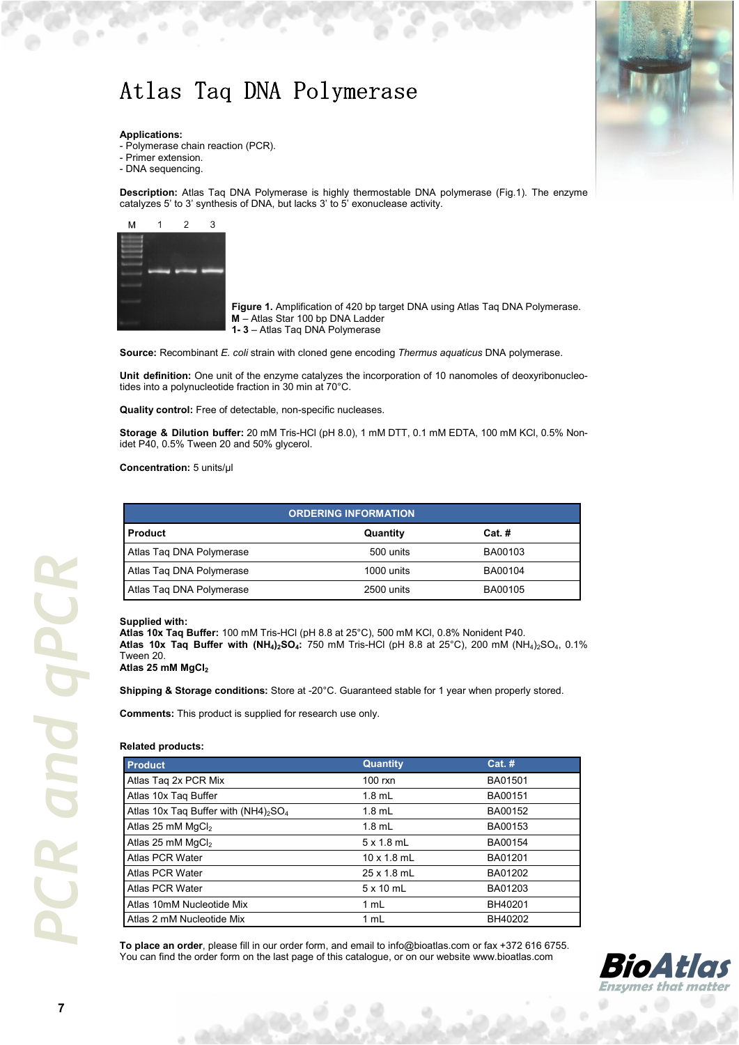# Atlas Taq DNA Polymerase

**Applications:**
- Polymerase chain reaction (PCR).
- Primer extension.
- DNA sequencing.

**Description:** Atlas Taq DNA Polymerase is highly thermostable DNA polymerase (Fig.1). The enzyme catalyzes 5' to 3' synthesis of DNA, but lacks 3' to 5' exonuclease activity.

**Figure 1.** Amplification of 420 bp target DNA using Atlas Taq DNA Polymerase.
**M** – Atlas Star 100 bp DNA Ladder
**1- 3** – Atlas Taq DNA Polymerase

**Source:** Recombinant *E. coli* strain with cloned gene encoding *Thermus aquaticus* DNA polymerase.

**Unit definition:** One unit of the enzyme catalyzes the incorporation of 10 nanomoles of deoxyribonucleotides into a polynucleotide fraction in 30 min at 70°C.

**Quality control:** Free of detectable, non-specific nucleases.

**Storage & Dilution buffer:** 20 mM Tris-HCl (pH 8.0), 1 mM DTT, 0.1 mM EDTA, 100 mM KCl, 0.5% Nonidet P40, 0.5% Tween 20 and 50% glycerol.

**Concentration:** 5 units/µl

| ORDERING INFORMATION | | |
|---|---|---|
| **Product** | **Quantity** | **Cat. #** |
| Atlas Taq DNA Polymerase | 500 units | BA00103 |
| Atlas Taq DNA Polymerase | 1000 units | BA00104 |
| Atlas Taq DNA Polymerase | 2500 units | BA00105 |

**Supplied with:**
**Atlas 10x Taq Buffer:** 100 mM Tris-HCl (pH 8.8 at 25°C), 500 mM KCl, 0.8% Nonident P40.
**Atlas 10x Taq Buffer with $(NH_4)_2SO_4$:** 750 mM Tris-HCl (pH 8.8 at 25°C), 200 mM $(NH_4)_2SO_4$, 0.1% Tween 20.
**Atlas 25 mM $MgCl_2$**

**Shipping & Storage conditions:** Store at -20°C. Guaranteed stable for 1 year when properly stored.

**Comments:** This product is supplied for research use only.

**Related products:**

| Product | Quantity | Cat. # |
|---|---|---|
| Atlas Taq 2x PCR Mix | 100 rxn | BA01501 |
| Atlas 10x Taq Buffer | 1.8 mL | BA00151 |
| Atlas 10x Taq Buffer with $(NH4)_2SO_4$ | 1.8 mL | BA00152 |
| Atlas 25 mM $MgCl_2$ | 1.8 mL | BA00153 |
| Atlas 25 mM $MgCl_2$ | 5 x 1.8 mL | BA00154 |
| Atlas PCR Water | 10 x 1.8 mL | BA01201 |
| Atlas PCR Water | 25 x 1.8 mL | BA01202 |
| Atlas PCR Water | 5 x 10 mL | BA01203 |
| Atlas 10mM Nucleotide Mix | 1 mL | BH40201 |
| Atlas 2 mM Nucleotide Mix | 1 mL | BH40202 |

**To place an order**, please fill in our order form, and email to info@bioatlas.com or fax +372 616 6755. You can find the order form on the last page of this catalogue, or on our website www.bioatlas.com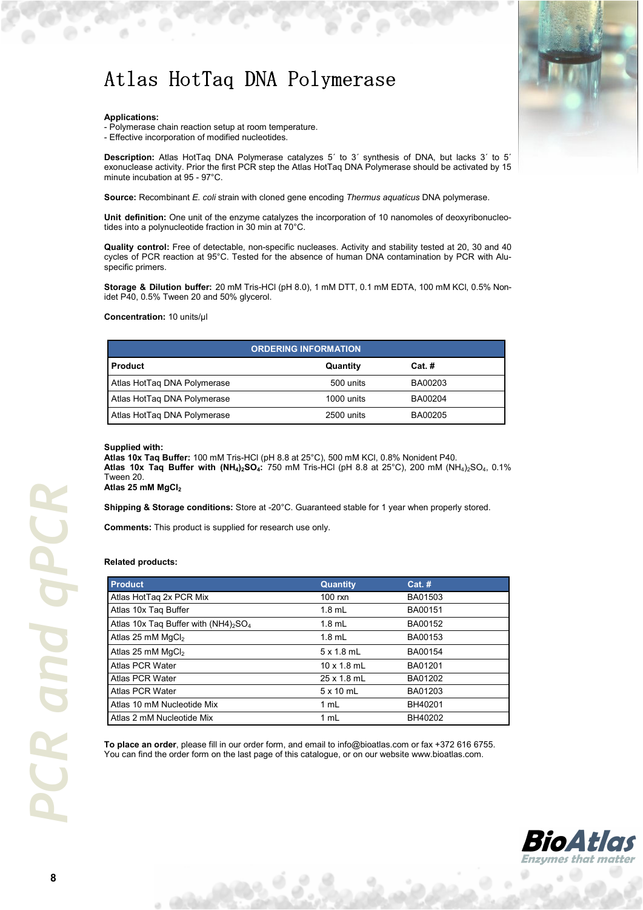# Atlas HotTaq DNA Polymerase

**Applications:**
- Polymerase chain reaction setup at room temperature.
- Effective incorporation of modified nucleotides.

**Description:** Atlas HotTaq DNA Polymerase catalyzes 5´ to 3´ synthesis of DNA, but lacks 3´ to 5´ exonuclease activity. Prior the first PCR step the Atlas HotTaq DNA Polymerase should be activated by 15 minute incubation at 95 - 97°C.

**Source:** Recombinant *E. coli* strain with cloned gene encoding *Thermus aquaticus* DNA polymerase.

**Unit definition:** One unit of the enzyme catalyzes the incorporation of 10 nanomoles of deoxyribonucleotides into a polynucleotide fraction in 30 min at 70°C.

**Quality control:** Free of detectable, non-specific nucleases. Activity and stability tested at 20, 30 and 40 cycles of PCR reaction at 95°C. Tested for the absence of human DNA contamination by PCR with Alu-specific primers.

**Storage & Dilution buffer:** 20 mM Tris-HCl (pH 8.0), 1 mM DTT, 0.1 mM EDTA, 100 mM KCl, 0.5% Nonidet P40, 0.5% Tween 20 and 50% glycerol.

**Concentration:** 10 units/µl

| ORDERING INFORMATION | | |
|---|---|---|
| **Product** | **Quantity** | **Cat. #** |
| Atlas HotTaq DNA Polymerase | 500 units | BA00203 |
| Atlas HotTaq DNA Polymerase | 1000 units | BA00204 |
| Atlas HotTaq DNA Polymerase | 2500 units | BA00205 |

**Supplied with:**
**Atlas 10x Taq Buffer:** 100 mM Tris-HCl (pH 8.8 at 25°C), 500 mM KCl, 0.8% Nonident P40.
**Atlas 10x Taq Buffer with $(NH_4)_2SO_4$:** 750 mM Tris-HCl (pH 8.8 at 25°C), 200 mM $(NH_4)_2SO_4$, 0.1% Tween 20.
**Atlas 25 mM $MgCl_2$**

**Shipping & Storage conditions:** Store at -20°C. Guaranteed stable for 1 year when properly stored.

**Comments:** This product is supplied for research use only.

**Related products:**

| Product | Quantity | Cat. # |
|---|---|---|
| Atlas HotTaq 2x PCR Mix | 100 rxn | BA01503 |
| Atlas 10x Taq Buffer | 1.8 mL | BA00151 |
| Atlas 10x Taq Buffer with $(NH4)_2SO_4$ | 1.8 mL | BA00152 |
| Atlas 25 mM $MgCl_2$ | 1.8 mL | BA00153 |
| Atlas 25 mM $MgCl_2$ | 5 x 1.8 mL | BA00154 |
| Atlas PCR Water | 10 x 1.8 mL | BA01201 |
| Atlas PCR Water | 25 x 1.8 mL | BA01202 |
| Atlas PCR Water | 5 x 10 mL | BA01203 |
| Atlas 10 mM Nucleotide Mix | 1 mL | BH40201 |
| Atlas 2 mM Nucleotide Mix | 1 mL | BH40202 |

**To place an order**, please fill in our order form, and email to info@bioatlas.com or fax +372 616 6755. You can find the order form on the last page of this catalogue, or on our website www.bioatlas.com.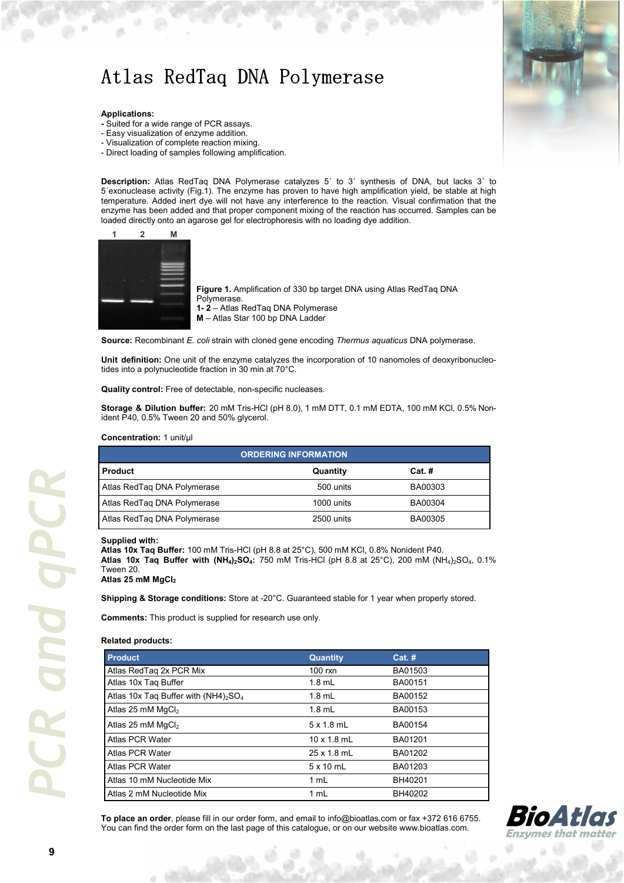# Atlas RedTaq DNA Polymerase

**Applications:**
- Suited for a wide range of PCR assays.
- Easy visualization of enzyme addition.
- Visualization of complete reaction mixing.
- Direct loading of samples following amplification.

**Description:** Atlas RedTaq DNA Polymerase catalyzes 5´ to 3´ synthesis of DNA, but lacks 3´ to 5´exonuclease activity (Fig.1). The enzyme has proven to have high amplification yield, be stable at high temperature. Added inert dye will not have any interference to the reaction. Visual confirmation that the enzyme has been added and that proper component mixing of the reaction has occurred. Samples can be loaded directly onto an agarose gel for electrophoresis with no loading dye addition.

**Figure 1.** Amplification of 330 bp target DNA using Atlas RedTaq DNA Polymerase.
**1- 2** – Atlas RedTaq DNA Polymerase
**M** – Atlas Star 100 bp DNA Ladder

**Source:** Recombinant *E. coli* strain with cloned gene encoding *Thermus aquaticus* DNA polymerase.

**Unit definition:** One unit of the enzyme catalyzes the incorporation of 10 nanomoles of deoxyribonucleotides into a polynucleotide fraction in 30 min at 70°C.

**Quality control:** Free of detectable, non-specific nucleases.

**Storage & Dilution buffer:** 20 mM Tris-HCl (pH 8.0), 1 mM DTT, 0.1 mM EDTA, 100 mM KCl, 0.5% Nonident P40, 0.5% Tween 20 and 50% glycerol.

**Concentration:** 1 unit/µl

| ORDERING INFORMATION | | |
|---|---|---|
| **Product** | **Quantity** | **Cat. #** |
| Atlas RedTaq DNA Polymerase | 500 units | BA00303 |
| Atlas RedTaq DNA Polymerase | 1000 units | BA00304 |
| Atlas RedTaq DNA Polymerase | 2500 units | BA00305 |

**Supplied with:**
**Atlas 10x Taq Buffer:** 100 mM Tris-HCl (pH 8.8 at 25°C), 500 mM KCl, 0.8% Nonident P40.
**Atlas 10x Taq Buffer with $(NH_4)_2SO_4$:** 750 mM Tris-HCl (pH 8.8 at 25°C), 200 mM $(NH_4)_2SO_4$, 0.1% Tween 20.
**Atlas 25 mM $MgCl_2$**

**Shipping & Storage conditions:** Store at -20°C. Guaranteed stable for 1 year when properly stored.

**Comments:** This product is supplied for research use only.

**Related products:**

| Product | Quantity | Cat. # |
|---|---|---|
| Atlas RedTaq 2x PCR Mix | 100 rxn | BA01503 |
| Atlas 10x Taq Buffer | 1.8 mL | BA00151 |
| Atlas 10x Taq Buffer with $(NH4)_2SO_4$ | 1.8 mL | BA00152 |
| Atlas 25 mM $MgCl_2$ | 1.8 mL | BA00153 |
| Atlas 25 mM $MgCl_2$ | 5 x 1.8 mL | BA00154 |
| Atlas PCR Water | 10 x 1.8 mL | BA01201 |
| Atlas PCR Water | 25 x 1.8 mL | BA01202 |
| Atlas PCR Water | 5 x 10 mL | BA01203 |
| Atlas 10 mM Nucleotide Mix | 1 mL | BH40201 |
| Atlas 2 mM Nucleotide Mix | 1 mL | BH40202 |

**To place an order**, please fill in our order form, and email to info@bioatlas.com or fax +372 616 6755. You can find the order form on the last page of this catalogue, or on our website www.bioatlas.com.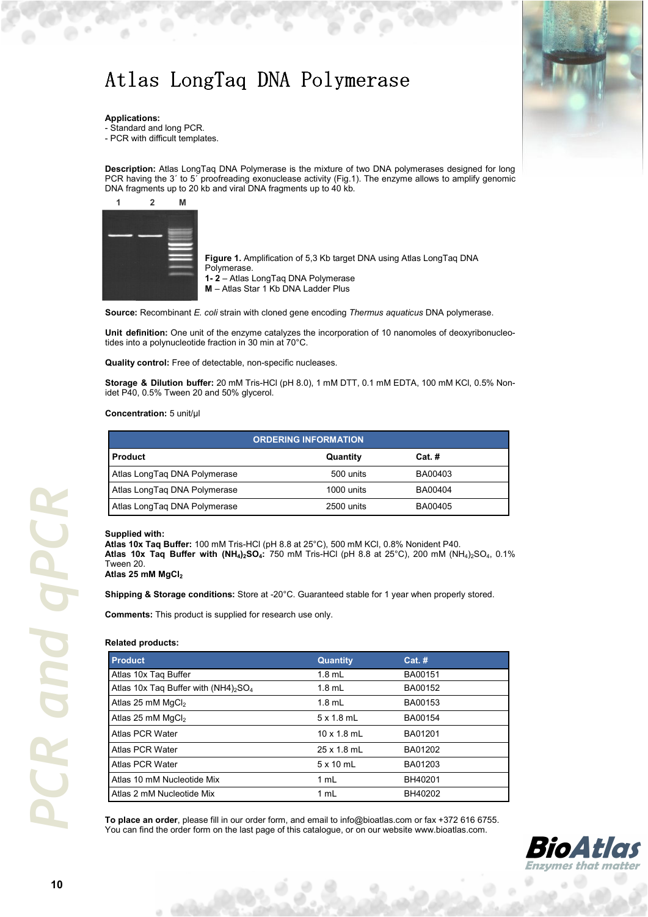# Atlas LongTaq DNA Polymerase

**Applications:**
- Standard and long PCR.
- PCR with difficult templates.

**Description:** Atlas LongTaq DNA Polymerase is the mixture of two DNA polymerases designed for long PCR having the 3´ to 5´ proofreading exonuclease activity (Fig.1). The enzyme allows to amplify genomic DNA fragments up to 20 kb and viral DNA fragments up to 40 kb.

**Figure 1.** Amplification of 5,3 Kb target DNA using Atlas LongTaq DNA Polymerase.
**1- 2** – Atlas LongTaq DNA Polymerase
**M** – Atlas Star 1 Kb DNA Ladder Plus

**Source:** Recombinant *E. coli* strain with cloned gene encoding *Thermus aquaticus* DNA polymerase.

**Unit definition:** One unit of the enzyme catalyzes the incorporation of 10 nanomoles of deoxyribonucleotides into a polynucleotide fraction in 30 min at 70°C.

**Quality control:** Free of detectable, non-specific nucleases.

**Storage & Dilution buffer:** 20 mM Tris-HCl (pH 8.0), 1 mM DTT, 0.1 mM EDTA, 100 mM KCl, 0.5% Nonidet P40, 0.5% Tween 20 and 50% glycerol.

**Concentration:** 5 unit/µl

| ORDERING INFORMATION | | |
|---|---|---|
| **Product** | **Quantity** | **Cat. #** |
| Atlas LongTaq DNA Polymerase | 500 units | BA00403 |
| Atlas LongTaq DNA Polymerase | 1000 units | BA00404 |
| Atlas LongTaq DNA Polymerase | 2500 units | BA00405 |

**Supplied with:**
**Atlas 10x Taq Buffer:** 100 mM Tris-HCl (pH 8.8 at 25°C), 500 mM KCl, 0.8% Nonident P40.
**Atlas 10x Taq Buffer with $(NH_4)_2SO_4$:** 750 mM Tris-HCl (pH 8.8 at 25°C), 200 mM $(NH_4)_2SO_4$, 0.1% Tween 20.
**Atlas 25 mM $MgCl_2$**

**Shipping & Storage conditions:** Store at -20°C. Guaranteed stable for 1 year when properly stored.

**Comments:** This product is supplied for research use only.

**Related products:**

| Product | Quantity | Cat. # |
|---|---|---|
| Atlas 10x Taq Buffer | 1.8 mL | BA00151 |
| Atlas 10x Taq Buffer with $(NH4)_2SO_4$ | 1.8 mL | BA00152 |
| Atlas 25 mM $MgCl_2$ | 1.8 mL | BA00153 |
| Atlas 25 mM $MgCl_2$ | 5 x 1.8 mL | BA00154 |
| Atlas PCR Water | 10 x 1.8 mL | BA01201 |
| Atlas PCR Water | 25 x 1.8 mL | BA01202 |
| Atlas PCR Water | 5 x 10 mL | BA01203 |
| Atlas 10 mM Nucleotide Mix | 1 mL | BH40201 |
| Atlas 2 mM Nucleotide Mix | 1 mL | BH40202 |

**To place an order**, please fill in our order form, and email to info@bioatlas.com or fax +372 616 6755. You can find the order form on the last page of this catalogue, or on our website www.bioatlas.com.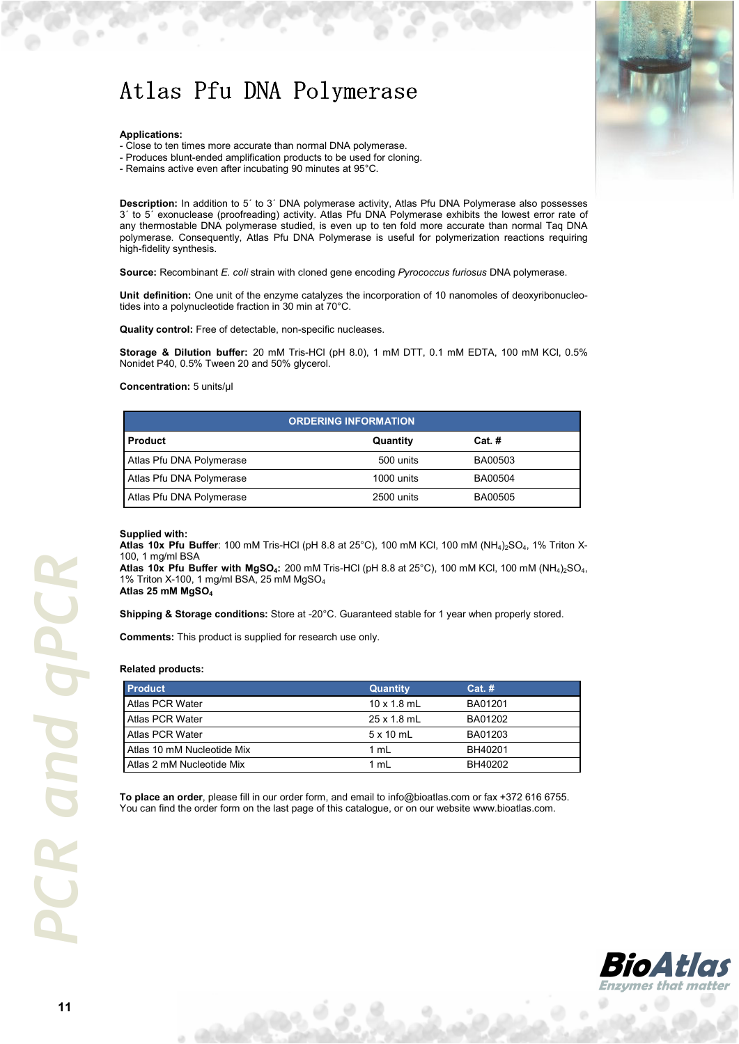# Atlas Pfu DNA Polymerase

**Applications:**

- Close to ten times more accurate than normal DNA polymerase.
- Produces blunt-ended amplification products to be used for cloning.
- Remains active even after incubating 90 minutes at 95°C.

**Description:** In addition to 5´ to 3´ DNA polymerase activity, Atlas Pfu DNA Polymerase also possesses 3´ to 5´ exonuclease (proofreading) activity. Atlas Pfu DNA Polymerase exhibits the lowest error rate of any thermostable DNA polymerase studied, is even up to ten fold more accurate than normal Taq DNA polymerase. Consequently, Atlas Pfu DNA Polymerase is useful for polymerization reactions requiring high-fidelity synthesis.

**Source:** Recombinant *E. coli* strain with cloned gene encoding *Pyrococcus furiosus* DNA polymerase.

**Unit definition:** One unit of the enzyme catalyzes the incorporation of 10 nanomoles of deoxyribonucleotides into a polynucleotide fraction in 30 min at 70°C.

**Quality control:** Free of detectable, non-specific nucleases.

**Storage & Dilution buffer:** 20 mM Tris-HCl (pH 8.0), 1 mM DTT, 0.1 mM EDTA, 100 mM KCl, 0.5% Nonidet P40, 0.5% Tween 20 and 50% glycerol.

**Concentration:** 5 units/µl

| ORDERING INFORMATION | | |
|---|---|---|
| **Product** | **Quantity** | **Cat. #** |
| Atlas Pfu DNA Polymerase | 500 units | BA00503 |
| Atlas Pfu DNA Polymerase | 1000 units | BA00504 |
| Atlas Pfu DNA Polymerase | 2500 units | BA00505 |

**Supplied with:**
**Atlas 10x Pfu Buffer**: 100 mM Tris-HCl (pH 8.8 at 25°C), 100 mM KCl, 100 mM $(NH_4)_2SO_4$, 1% Triton X-100, 1 mg/ml BSA
**Atlas 10x Pfu Buffer with $MgSO_4$:** 200 mM Tris-HCl (pH 8.8 at 25°C), 100 mM KCl, 100 mM $(NH_4)_2SO_4$, 1% Triton X-100, 1 mg/ml BSA, 25 mM $MgSO_4$
**Atlas 25 mM $MgSO_4$**

**Shipping & Storage conditions:** Store at -20°C. Guaranteed stable for 1 year when properly stored.

**Comments:** This product is supplied for research use only.

**Related products:**

| Product | Quantity | Cat. # |
|---|---|---|
| Atlas PCR Water | 10 x 1.8 mL | BA01201 |
| Atlas PCR Water | 25 x 1.8 mL | BA01202 |
| Atlas PCR Water | 5 x 10 mL | BA01203 |
| Atlas 10 mM Nucleotide Mix | 1 mL | BH40201 |
| Atlas 2 mM Nucleotide Mix | 1 mL | BH40202 |

**To place an order**, please fill in our order form, and email to info@bioatlas.com or fax +372 616 6755. You can find the order form on the last page of this catalogue, or on our website www.bioatlas.com.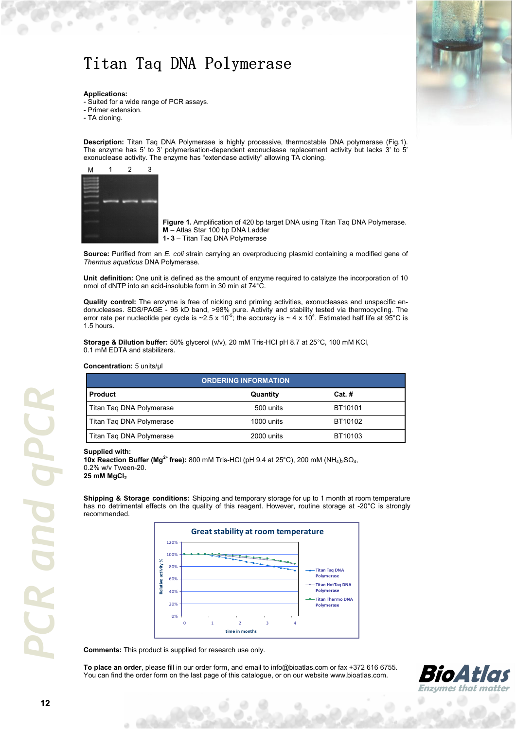# Titan Taq DNA Polymerase

**Applications:**
- Suited for a wide range of PCR assays.
- Primer extension.
- TA cloning.

**Description:** Titan Taq DNA Polymerase is highly processive, thermostable DNA polymerase (Fig.1). The enzyme has 5' to 3' polymerisation-dependent exonuclease replacement activity but lacks 3' to 5' exonuclease activity. The enzyme has "extendase activity" allowing TA cloning.

**Figure 1.** Amplification of 420 bp target DNA using Titan Taq DNA Polymerase.
**M** – Atlas Star 100 bp DNA Ladder
**1- 3** – Titan Taq DNA Polymerase

**Source:** Purified from an *E. coli* strain carrying an overproducing plasmid containing a modified gene of *Thermus aquaticus* DNA Polymerase.

**Unit definition:** One unit is defined as the amount of enzyme required to catalyze the incorporation of 10 nmol of dNTP into an acid-insoluble form in 30 min at 74°C.

**Quality control:** The enzyme is free of nicking and priming activities, exonucleases and unspecific endonucleases. SDS/PAGE - 95 kD band, >98% pure. Activity and stability tested via thermocycling. The error rate per nucleotide per cycle is ~$2.5 \times 10^{-5}$; the accuracy is ~ $4 \times 10^{4}$. Estimated half life at 95°C is 1.5 hours.

**Storage & Dilution buffer:** 50% glycerol (v/v), 20 mM Tris-HCl pH 8.7 at 25°C, 100 mM KCl, 0.1 mM EDTA and stabilizers.

**Concentration:** 5 units/µl

| ORDERING INFORMATION | | |
|---|---|---|
| **Product** | **Quantity** | **Cat. #** |
| Titan Taq DNA Polymerase | 500 units | BT10101 |
| Titan Taq DNA Polymerase | 1000 units | BT10102 |
| Titan Taq DNA Polymerase | 2000 units | BT10103 |

**Supplied with:**
**10x Reaction Buffer ($Mg^{2+}$ free):** 800 mM Tris-HCl (pH 9.4 at 25°C), 200 mM $(NH_4)_2SO_4$, 0.2% w/v Tween-20.
**25 mM $MgCl_2$**

**Shipping & Storage conditions:** Shipping and temporary storage for up to 1 month at room temperature has no detrimental effects on the quality of this reagent. However, routine storage at -20°C is strongly recommended.

**Great stability at room temperature**

**Comments:** This product is supplied for research use only.

**To place an order**, please fill in our order form, and email to info@bioatlas.com or fax +372 616 6755. You can find the order form on the last page of this catalogue, or on our website www.bioatlas.com.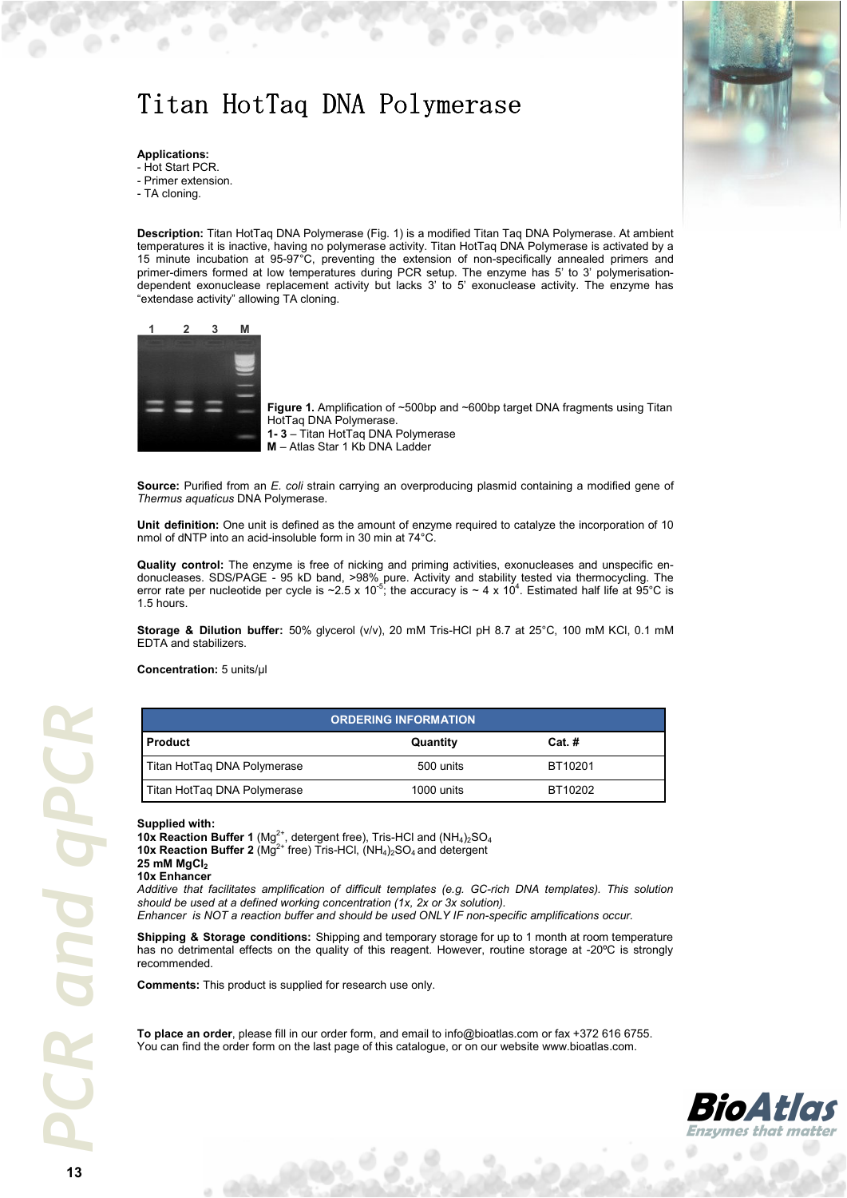# Titan HotTaq DNA Polymerase

**Applications:**
- Hot Start PCR.
- Primer extension.
- TA cloning.

**Description:** Titan HotTaq DNA Polymerase (Fig. 1) is a modified Titan Taq DNA Polymerase. At ambient temperatures it is inactive, having no polymerase activity. Titan HotTaq DNA Polymerase is activated by a 15 minute incubation at 95-97°C, preventing the extension of non-specifically annealed primers and primer-dimers formed at low temperatures during PCR setup. The enzyme has 5' to 3' polymerisation-dependent exonuclease replacement activity but lacks 3' to 5' exonuclease activity. The enzyme has "extendase activity" allowing TA cloning.

**Figure 1.** Amplification of ~500bp and ~600bp target DNA fragments using Titan HotTaq DNA Polymerase.
**1- 3** – Titan HotTaq DNA Polymerase
**M** – Atlas Star 1 Kb DNA Ladder

**Source:** Purified from an *E. coli* strain carrying an overproducing plasmid containing a modified gene of *Thermus aquaticus* DNA Polymerase.

**Unit definition:** One unit is defined as the amount of enzyme required to catalyze the incorporation of 10 nmol of dNTP into an acid-insoluble form in 30 min at 74°C.

**Quality control:** The enzyme is free of nicking and priming activities, exonucleases and unspecific endonucleases. SDS/PAGE - 95 kD band, >98% pure. Activity and stability tested via thermocycling. The error rate per nucleotide per cycle is ~$2.5 \times 10^{-5}$; the accuracy is ~ $4 \times 10^{4}$. Estimated half life at 95°C is 1.5 hours.

**Storage & Dilution buffer:** 50% glycerol (v/v), 20 mM Tris-HCl pH 8.7 at 25°C, 100 mM KCl, 0.1 mM EDTA and stabilizers.

**Concentration:** 5 units/µl

| ORDERING INFORMATION | | |
|---|---|---|
| **Product** | **Quantity** | **Cat. #** |
| Titan HotTaq DNA Polymerase | 500 units | BT10201 |
| Titan HotTaq DNA Polymerase | 1000 units | BT10202 |

**Supplied with:**
**10x Reaction Buffer 1** ($Mg^{2+}$, detergent free), Tris-HCl and $(NH_4)_2SO_4$
**10x Reaction Buffer 2** ($Mg^{2+}$ free) Tris-HCl, $(NH_4)_2SO_4$ and detergent
**25 mM $MgCl_2$**
**10x Enhancer**
*Additive that facilitates amplification of difficult templates (e.g. GC-rich DNA templates). This solution should be used at a defined working concentration (1x, 2x or 3x solution).*
*Enhancer is NOT a reaction buffer and should be used ONLY IF non-specific amplifications occur.*

**Shipping & Storage conditions:** Shipping and temporary storage for up to 1 month at room temperature has no detrimental effects on the quality of this reagent. However, routine storage at -20ºC is strongly recommended.

**Comments:** This product is supplied for research use only.

**To place an order**, please fill in our order form, and email to info@bioatlas.com or fax +372 616 6755. You can find the order form on the last page of this catalogue, or on our website www.bioatlas.com.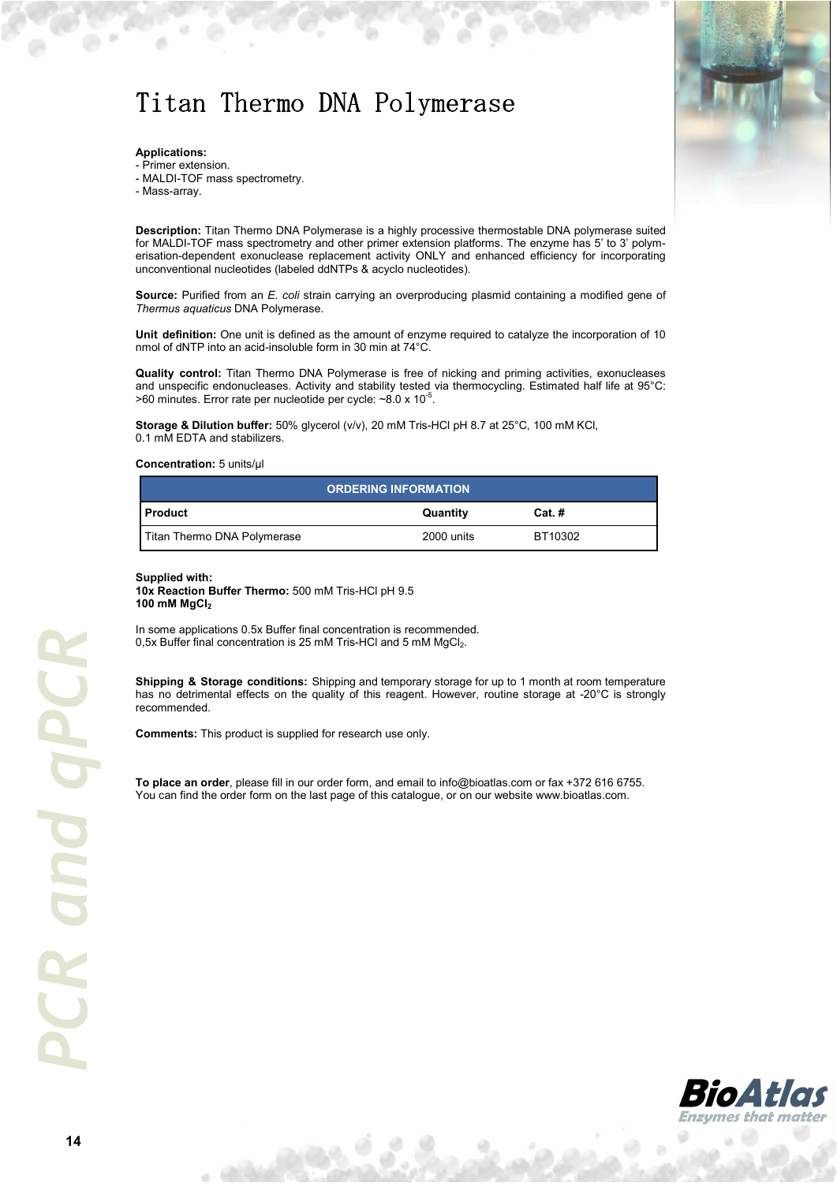# Titan Thermo DNA Polymerase

**Applications:**
- Primer extension.
- MALDI-TOF mass spectrometry.
- Mass-array.

**Description:** Titan Thermo DNA Polymerase is a highly processive thermostable DNA polymerase suited for MALDI-TOF mass spectrometry and other primer extension platforms. The enzyme has 5' to 3' polymerisation-dependent exonuclease replacement activity ONLY and enhanced efficiency for incorporating unconventional nucleotides (labeled ddNTPs & acyclo nucleotides).

**Source:** Purified from an *E. coli* strain carrying an overproducing plasmid containing a modified gene of *Thermus aquaticus* DNA Polymerase.

**Unit definition:** One unit is defined as the amount of enzyme required to catalyze the incorporation of 10 nmol of dNTP into an acid-insoluble form in 30 min at 74°C.

**Quality control:** Titan Thermo DNA Polymerase is free of nicking and priming activities, exonucleases and unspecific endonucleases. Activity and stability tested via thermocycling. Estimated half life at 95°C: >60 minutes. Error rate per nucleotide per cycle: ~$8.0 \times 10^{-5}$.

**Storage & Dilution buffer:** 50% glycerol (v/v), 20 mM Tris-HCl pH 8.7 at 25°C, 100 mM KCl, 0.1 mM EDTA and stabilizers.

**Concentration:** 5 units/µl

| ORDERING INFORMATION | | |
|---|---|---|
| **Product** | **Quantity** | **Cat. #** |
| Titan Thermo DNA Polymerase | 2000 units | BT10302 |

**Supplied with:**
**10x Reaction Buffer Thermo:** 500 mM Tris-HCl pH 9.5
**100 mM $MgCl_2$**

In some applications 0.5x Buffer final concentration is recommended.
0,5x Buffer final concentration is 25 mM Tris-HCl and 5 mM $MgCl_2$.

**Shipping & Storage conditions:** Shipping and temporary storage for up to 1 month at room temperature has no detrimental effects on the quality of this reagent. However, routine storage at -20°C is strongly recommended.

**Comments:** This product is supplied for research use only.

**To place an order**, please fill in our order form, and email to info@bioatlas.com or fax +372 616 6755. You can find the order form on the last page of this catalogue, or on our website www.bioatlas.com.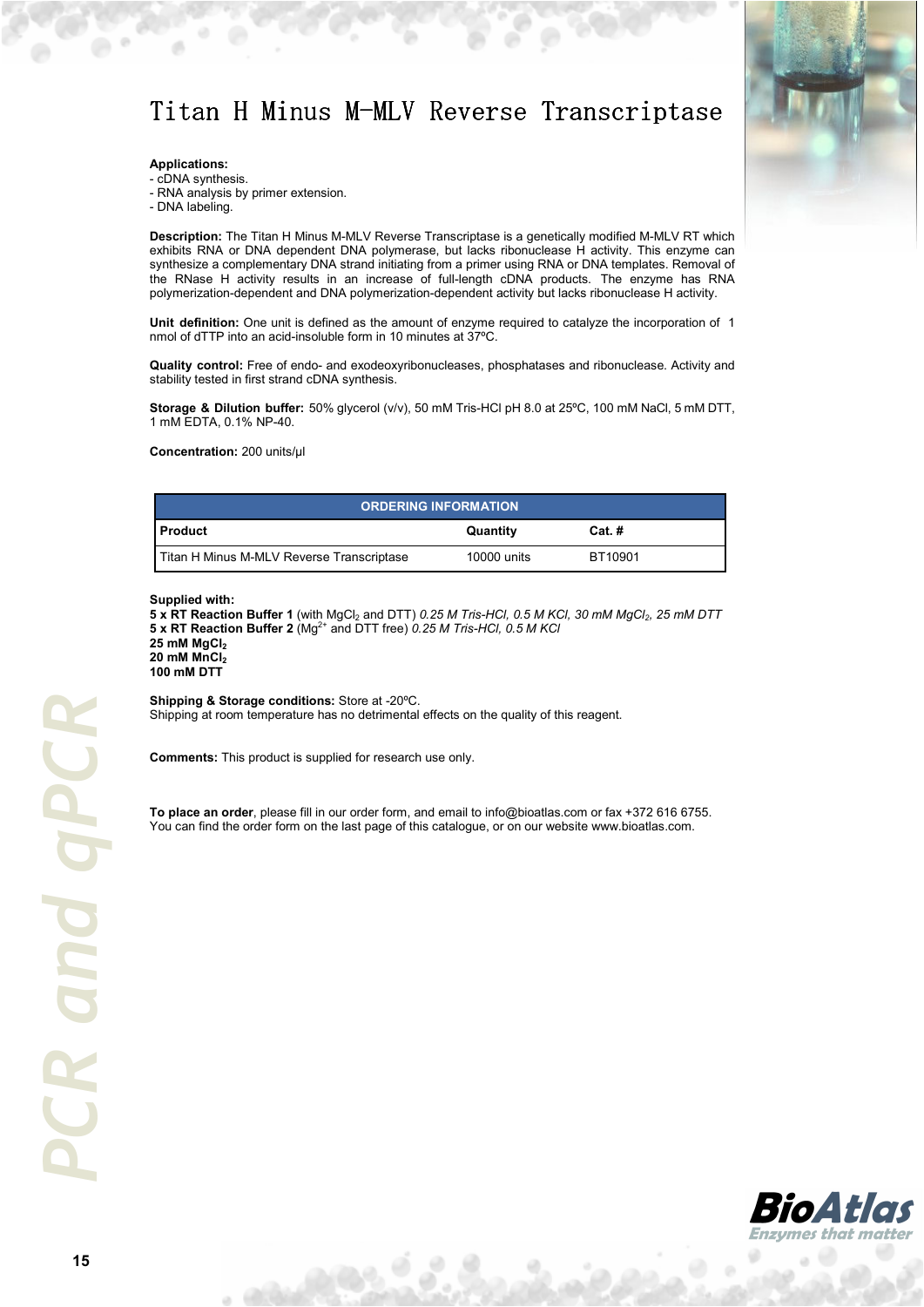# Titan H Minus M-MLV Reverse Transcriptase

**Applications:**
- cDNA synthesis.
- RNA analysis by primer extension.
- DNA labeling.

**Description:** The Titan H Minus M-MLV Reverse Transcriptase is a genetically modified M-MLV RT which exhibits RNA or DNA dependent DNA polymerase, but lacks ribonuclease H activity. This enzyme can synthesize a complementary DNA strand initiating from a primer using RNA or DNA templates. Removal of the RNase H activity results in an increase of full-length cDNA products. The enzyme has RNA polymerization-dependent and DNA polymerization-dependent activity but lacks ribonuclease H activity.

**Unit definition:** One unit is defined as the amount of enzyme required to catalyze the incorporation of 1 nmol of dTTP into an acid-insoluble form in 10 minutes at 37ºC.

**Quality control:** Free of endo- and exodeoxyribonucleases, phosphatases and ribonuclease. Activity and stability tested in first strand cDNA synthesis.

**Storage & Dilution buffer:** 50% glycerol (v/v), 50 mM Tris-HCl pH 8.0 at 25ºC, 100 mM NaCl, 5 mM DTT, 1 mM EDTA, 0.1% NP-40.

**Concentration:** 200 units/µl

| ORDERING INFORMATION | | |
|---|---|---|
| **Product** | **Quantity** | **Cat. #** |
| Titan H Minus M-MLV Reverse Transcriptase | 10000 units | BT10901 |

**Supplied with:**
**5 x RT Reaction Buffer 1** (with $MgCl_2$ and DTT) *0.25 M Tris-HCl, 0.5 M KCl, 30 mM $MgCl_2$, 25 mM DTT*
**5 x RT Reaction Buffer 2** ($Mg^{2+}$ and DTT free) *0.25 M Tris-HCl, 0.5 M KCl*
**25 mM $MgCl_2$**
**20 mM $MnCl_2$**
**100 mM DTT**

**Shipping & Storage conditions:** Store at -20ºC.
Shipping at room temperature has no detrimental effects on the quality of this reagent.

**Comments:** This product is supplied for research use only.

**To place an order**, please fill in our order form, and email to info@bioatlas.com or fax +372 616 6755. You can find the order form on the last page of this catalogue, or on our website www.bioatlas.com.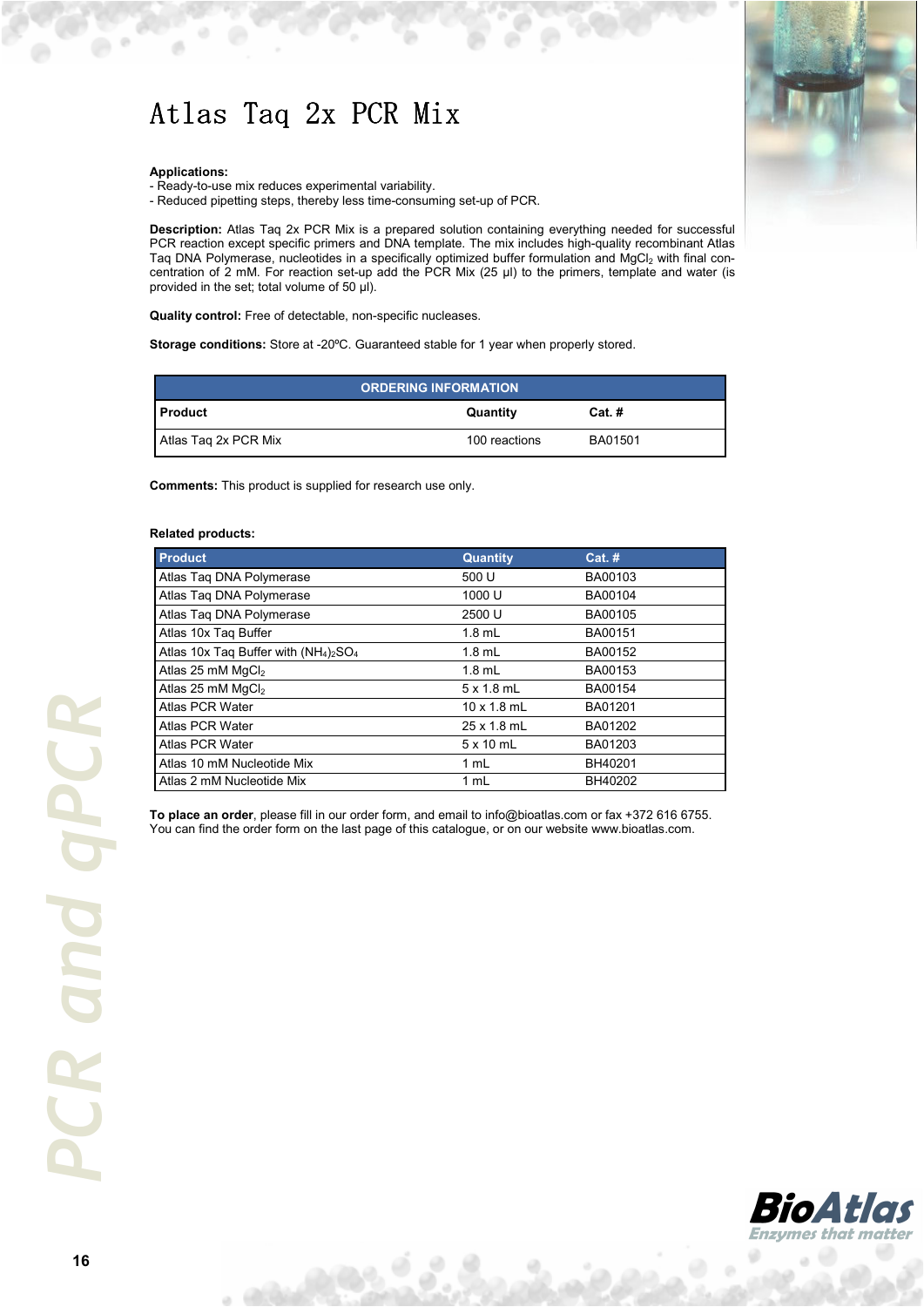# Atlas Taq 2x PCR Mix

**Applications:**
- Ready-to-use mix reduces experimental variability.
- Reduced pipetting steps, thereby less time-consuming set-up of PCR.

**Description:** Atlas Taq 2x PCR Mix is a prepared solution containing everything needed for successful PCR reaction except specific primers and DNA template. The mix includes high-quality recombinant Atlas Taq DNA Polymerase, nucleotides in a specifically optimized buffer formulation and $MgCl_2$ with final concentration of 2 mM. For reaction set-up add the PCR Mix (25 µl) to the primers, template and water (is provided in the set; total volume of 50 µl).

**Quality control:** Free of detectable, non-specific nucleases.

**Storage conditions:** Store at -20ºC. Guaranteed stable for 1 year when properly stored.

| ORDERING INFORMATION | | |
|---|---|---|
| **Product** | **Quantity** | **Cat. #** |
| Atlas Taq 2x PCR Mix | 100 reactions | BA01501 |

**Comments:** This product is supplied for research use only.

**Related products:**

| Product | Quantity | Cat. # |
|---|---|---|
| Atlas Taq DNA Polymerase | 500 U | BA00103 |
| Atlas Taq DNA Polymerase | 1000 U | BA00104 |
| Atlas Taq DNA Polymerase | 2500 U | BA00105 |
| Atlas 10x Taq Buffer | 1.8 mL | BA00151 |
| Atlas 10x Taq Buffer with $(NH_4)_2SO_4$ | 1.8 mL | BA00152 |
| Atlas 25 mM $MgCl_2$ | 1.8 mL | BA00153 |
| Atlas 25 mM $MgCl_2$ | 5 x 1.8 mL | BA00154 |
| Atlas PCR Water | 10 x 1.8 mL | BA01201 |
| Atlas PCR Water | 25 x 1.8 mL | BA01202 |
| Atlas PCR Water | 5 x 10 mL | BA01203 |
| Atlas 10 mM Nucleotide Mix | 1 mL | BH40201 |
| Atlas 2 mM Nucleotide Mix | 1 mL | BH40202 |

**To place an order**, please fill in our order form, and email to info@bioatlas.com or fax +372 616 6755. You can find the order form on the last page of this catalogue, or on our website www.bioatlas.com.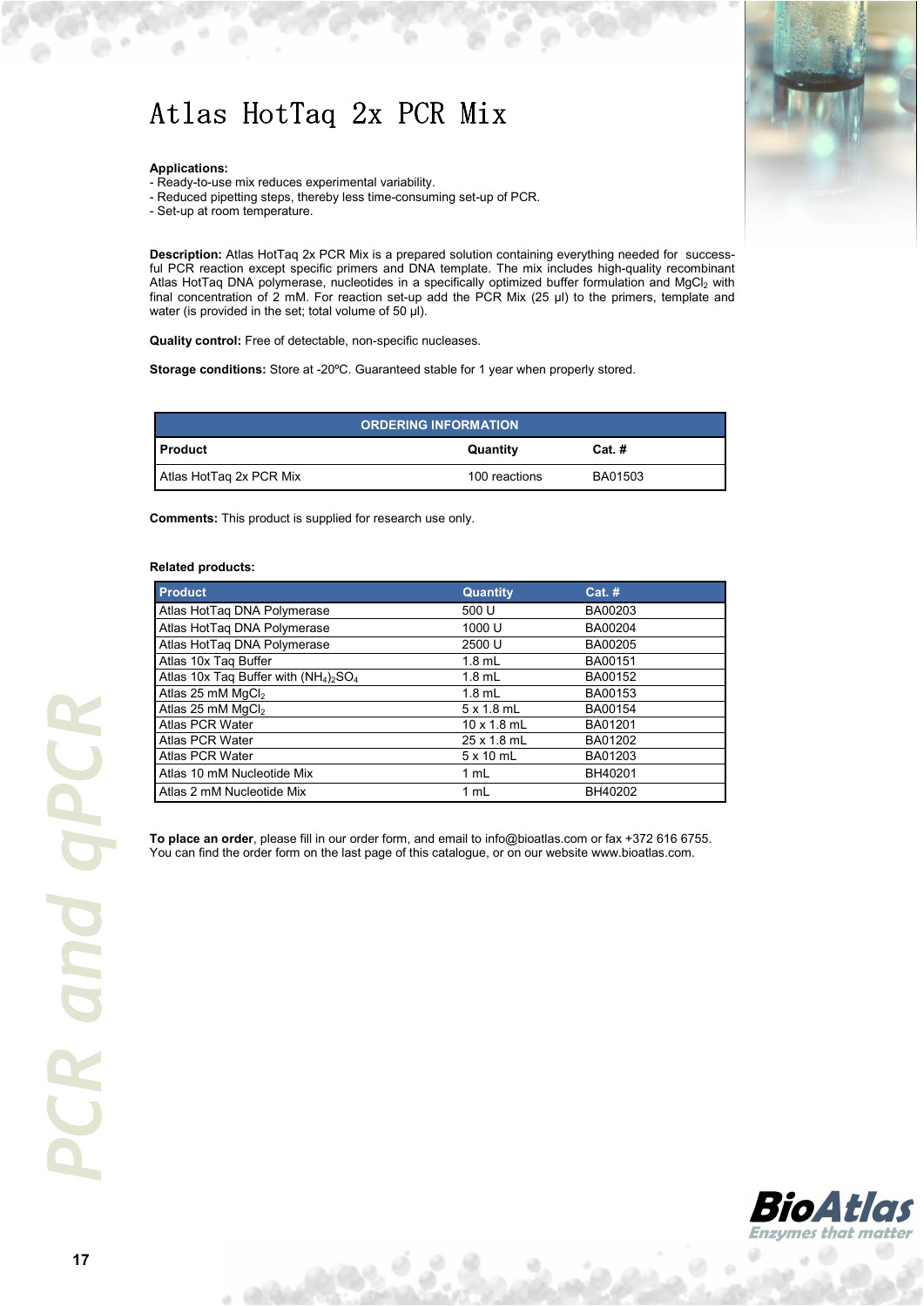# Atlas HotTaq 2x PCR Mix

**Applications:**
- Ready-to-use mix reduces experimental variability.
- Reduced pipetting steps, thereby less time-consuming set-up of PCR.
- Set-up at room temperature.

**Description:** Atlas HotTaq 2x PCR Mix is a prepared solution containing everything needed for successful PCR reaction except specific primers and DNA template. The mix includes high-quality recombinant Atlas HotTaq DNA polymerase, nucleotides in a specifically optimized buffer formulation and $MgCl_2$ with final concentration of 2 mM. For reaction set-up add the PCR Mix (25 µl) to the primers, template and water (is provided in the set; total volume of 50 µl).

**Quality control:** Free of detectable, non-specific nucleases.

**Storage conditions:** Store at -20ºC. Guaranteed stable for 1 year when properly stored.

| ORDERING INFORMATION | | |
|---|---|---|
| **Product** | **Quantity** | **Cat. #** |
| Atlas HotTaq 2x PCR Mix | 100 reactions | BA01503 |

**Comments:** This product is supplied for research use only.

**Related products:**

| Product | Quantity | Cat. # |
|---|---|---|
| Atlas HotTaq DNA Polymerase | 500 U | BA00203 |
| Atlas HotTaq DNA Polymerase | 1000 U | BA00204 |
| Atlas HotTaq DNA Polymerase | 2500 U | BA00205 |
| Atlas 10x Taq Buffer | 1.8 mL | BA00151 |
| Atlas 10x Taq Buffer with $(NH_4)_2SO_4$ | 1.8 mL | BA00152 |
| Atlas 25 mM $MgCl_2$ | 1.8 mL | BA00153 |
| Atlas 25 mM $MgCl_2$ | 5 x 1.8 mL | BA00154 |
| Atlas PCR Water | 10 x 1.8 mL | BA01201 |
| Atlas PCR Water | 25 x 1.8 mL | BA01202 |
| Atlas PCR Water | 5 x 10 mL | BA01203 |
| Atlas 10 mM Nucleotide Mix | 1 mL | BH40201 |
| Atlas 2 mM Nucleotide Mix | 1 mL | BH40202 |

**To place an order**, please fill in our order form, and email to info@bioatlas.com or fax +372 616 6755. You can find the order form on the last page of this catalogue, or on our website www.bioatlas.com.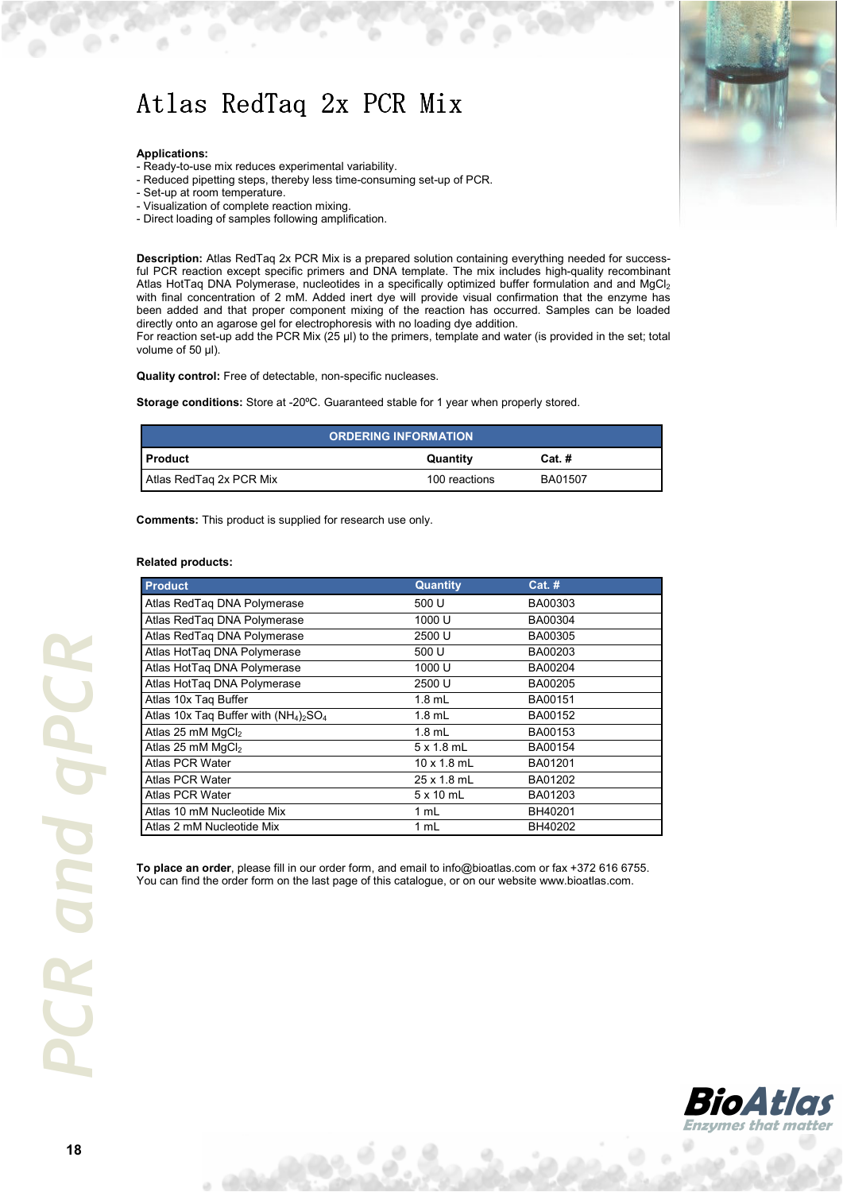# Atlas RedTaq 2x PCR Mix

**Applications:**
- Ready-to-use mix reduces experimental variability.
- Reduced pipetting steps, thereby less time-consuming set-up of PCR.
- Set-up at room temperature.
- Visualization of complete reaction mixing.
- Direct loading of samples following amplification.

**Description:** Atlas RedTaq 2x PCR Mix is a prepared solution containing everything needed for successful PCR reaction except specific primers and DNA template. The mix includes high-quality recombinant Atlas HotTaq DNA Polymerase, nucleotides in a specifically optimized buffer formulation and and $MgCl_2$ with final concentration of 2 mM. Added inert dye will provide visual confirmation that the enzyme has been added and that proper component mixing of the reaction has occurred. Samples can be loaded directly onto an agarose gel for electrophoresis with no loading dye addition.
For reaction set-up add the PCR Mix (25 µl) to the primers, template and water (is provided in the set; total volume of 50 µl).

**Quality control:** Free of detectable, non-specific nucleases.

**Storage conditions:** Store at -20ºC. Guaranteed stable for 1 year when properly stored.

| ORDERING INFORMATION | | |
|---|---|---|
| **Product** | **Quantity** | **Cat. #** |
| Atlas RedTaq 2x PCR Mix | 100 reactions | BA01507 |

**Comments:** This product is supplied for research use only.

**Related products:**

| Product | Quantity | Cat. # |
|---|---|---|
| Atlas RedTaq DNA Polymerase | 500 U | BA00303 |
| Atlas RedTaq DNA Polymerase | 1000 U | BA00304 |
| Atlas RedTaq DNA Polymerase | 2500 U | BA00305 |
| Atlas HotTaq DNA Polymerase | 500 U | BA00203 |
| Atlas HotTaq DNA Polymerase | 1000 U | BA00204 |
| Atlas HotTaq DNA Polymerase | 2500 U | BA00205 |
| Atlas 10x Taq Buffer | 1.8 mL | BA00151 |
| Atlas 10x Taq Buffer with $(NH_4)_2SO_4$ | 1.8 mL | BA00152 |
| Atlas 25 mM $MgCl_2$ | 1.8 mL | BA00153 |
| Atlas 25 mM $MgCl_2$ | 5 x 1.8 mL | BA00154 |
| Atlas PCR Water | 10 x 1.8 mL | BA01201 |
| Atlas PCR Water | 25 x 1.8 mL | BA01202 |
| Atlas PCR Water | 5 x 10 mL | BA01203 |
| Atlas 10 mM Nucleotide Mix | 1 mL | BH40201 |
| Atlas 2 mM Nucleotide Mix | 1 mL | BH40202 |

**To place an order**, please fill in our order form, and email to info@bioatlas.com or fax +372 616 6755. You can find the order form on the last page of this catalogue, or on our website www.bioatlas.com.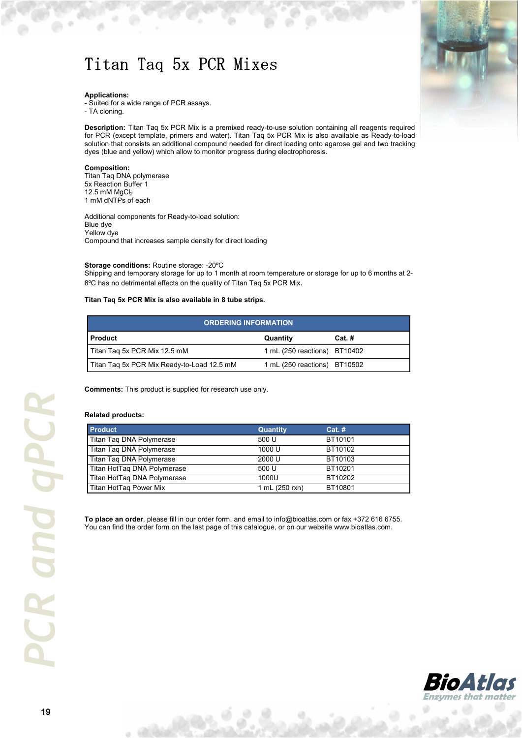# Titan Taq 5x PCR Mixes

**Applications:**
- Suited for a wide range of PCR assays.
- TA cloning.

**Description:** Titan Taq 5x PCR Mix is a premixed ready-to-use solution containing all reagents required for PCR (except template, primers and water). Titan Taq 5x PCR Mix is also available as Ready-to-load solution that consists an additional compound needed for direct loading onto agarose gel and two tracking dyes (blue and yellow) which allow to monitor progress during electrophoresis.

**Composition:**
Titan Taq DNA polymerase
5x Reaction Buffer 1
12.5 mM $MgCl_2$
1 mM dNTPs of each

Additional components for Ready-to-load solution:
Blue dye
Yellow dye
Compound that increases sample density for direct loading

**Storage conditions:** Routine storage: -20ºC
Shipping and temporary storage for up to 1 month at room temperature or storage for up to 6 months at 2-8ºC has no detrimental effects on the quality of Titan Taq 5x PCR Mix.

**Titan Taq 5x PCR Mix is also available in 8 tube strips.**

| ORDERING INFORMATION | | |
|---|---|---|
| **Product** | **Quantity** | **Cat. #** |
| Titan Taq 5x PCR Mix 12.5 mM | 1 mL (250 reactions) | BT10402 |
| Titan Taq 5x PCR Mix Ready-to-Load 12.5 mM | 1 mL (250 reactions) | BT10502 |

**Comments:** This product is supplied for research use only.

**Related products:**

| Product | Quantity | Cat. # |
|---|---|---|
| Titan Taq DNA Polymerase | 500 U | BT10101 |
| Titan Taq DNA Polymerase | 1000 U | BT10102 |
| Titan Taq DNA Polymerase | 2000 U | BT10103 |
| Titan HotTaq DNA Polymerase | 500 U | BT10201 |
| Titan HotTaq DNA Polymerase | 1000U | BT10202 |
| Titan HotTaq Power Mix | 1 mL (250 rxn) | BT10801 |

**To place an order**, please fill in our order form, and email to info@bioatlas.com or fax +372 616 6755. You can find the order form on the last page of this catalogue, or on our website www.bioatlas.com.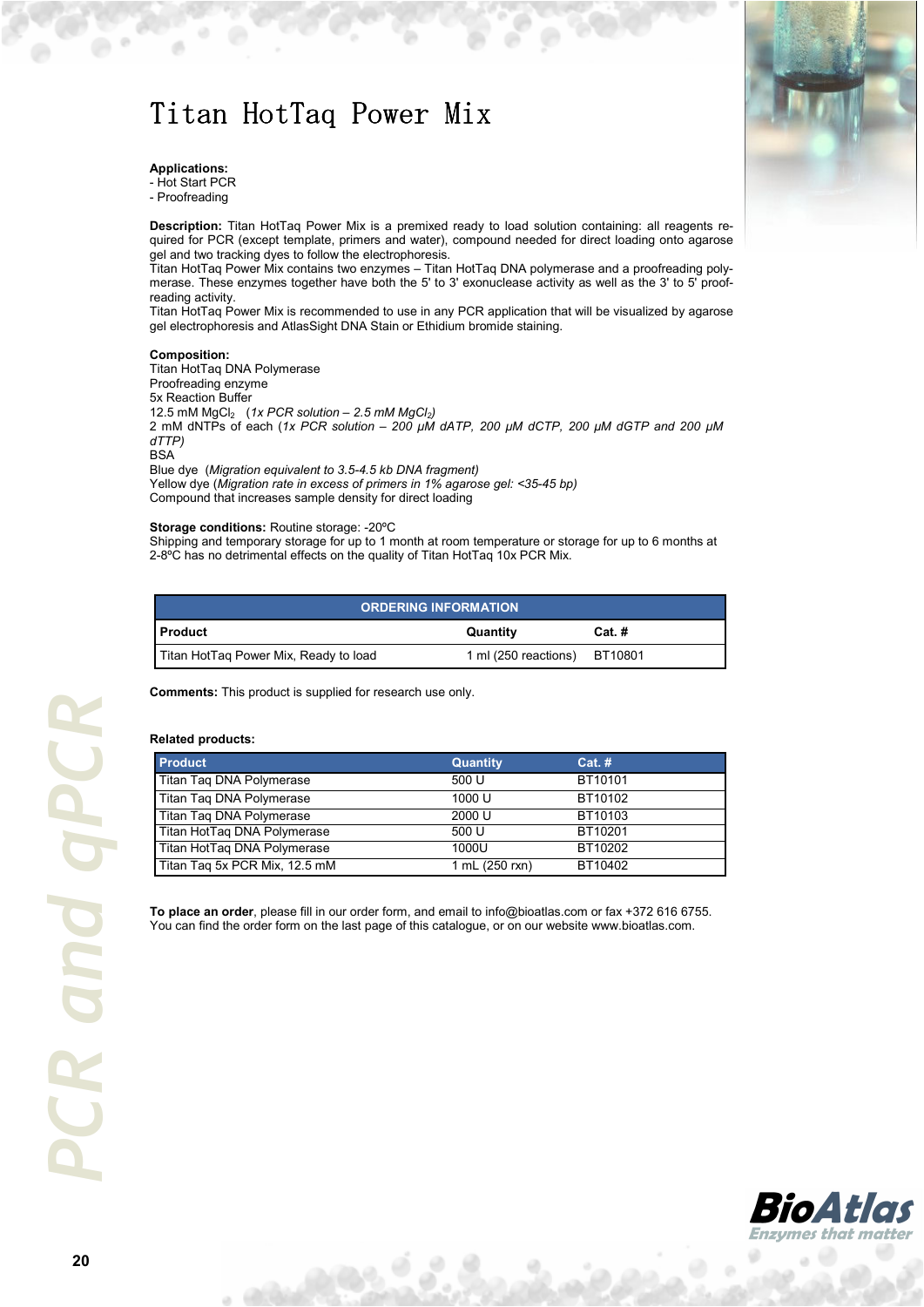# Titan HotTaq Power Mix

**Applications:**
- Hot Start PCR
- Proofreading

**Description:** Titan HotTaq Power Mix is a premixed ready to load solution containing: all reagents required for PCR (except template, primers and water), compound needed for direct loading onto agarose gel and two tracking dyes to follow the electrophoresis.
Titan HotTaq Power Mix contains two enzymes – Titan HotTaq DNA polymerase and a proofreading polymerase. These enzymes together have both the 5' to 3' exonuclease activity as well as the 3' to 5' proofreading activity.
Titan HotTaq Power Mix is recommended to use in any PCR application that will be visualized by agarose gel electrophoresis and AtlasSight DNA Stain or Ethidium bromide staining.

**Composition:**
Titan HotTaq DNA Polymerase
Proofreading enzyme
5x Reaction Buffer
12.5 mM $MgCl_2$ (*1x PCR solution – 2.5 mM $MgCl_2$*)
2 mM dNTPs of each (*1x PCR solution – 200 µM dATP, 200 µM dCTP, 200 µM dGTP and 200 µM dTTP*)
BSA
Blue dye (*Migration equivalent to 3.5-4.5 kb DNA fragment*)
Yellow dye (*Migration rate in excess of primers in 1% agarose gel: <35-45 bp*)
Compound that increases sample density for direct loading

**Storage conditions:** Routine storage: -20ºC
Shipping and temporary storage for up to 1 month at room temperature or storage for up to 6 months at 2-8ºC has no detrimental effects on the quality of Titan HotTaq 10x PCR Mix.

| ORDERING INFORMATION | | |
|---|---|---|
| **Product** | **Quantity** | **Cat. #** |
| Titan HotTaq Power Mix, Ready to load | 1 ml (250 reactions) | BT10801 |

**Comments:** This product is supplied for research use only.

**Related products:**

| Product | Quantity | Cat. # |
|---|---|---|
| Titan Taq DNA Polymerase | 500 U | BT10101 |
| Titan Taq DNA Polymerase | 1000 U | BT10102 |
| Titan Taq DNA Polymerase | 2000 U | BT10103 |
| Titan HotTaq DNA Polymerase | 500 U | BT10201 |
| Titan HotTaq DNA Polymerase | 1000U | BT10202 |
| Titan Taq 5x PCR Mix, 12.5 mM | 1 mL (250 rxn) | BT10402 |

**To place an order**, please fill in our order form, and email to info@bioatlas.com or fax +372 616 6755. You can find the order form on the last page of this catalogue, or on our website www.bioatlas.com.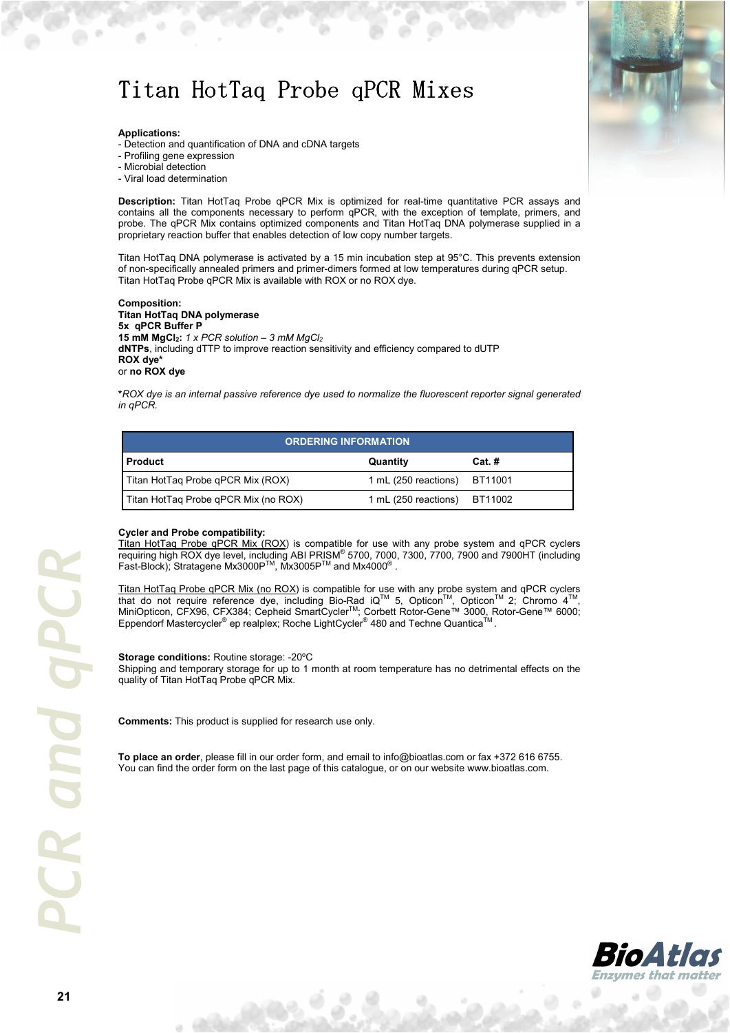# Titan HotTaq Probe qPCR Mixes

**Applications:**
- Detection and quantification of DNA and cDNA targets
- Profiling gene expression
- Microbial detection
- Viral load determination

**Description:** Titan HotTaq Probe qPCR Mix is optimized for real-time quantitative PCR assays and contains all the components necessary to perform qPCR, with the exception of template, primers, and probe. The qPCR Mix contains optimized components and Titan HotTaq DNA polymerase supplied in a proprietary reaction buffer that enables detection of low copy number targets.

Titan HotTaq DNA polymerase is activated by a 15 min incubation step at 95°C. This prevents extension of non-specifically annealed primers and primer-dimers formed at low temperatures during qPCR setup. Titan HotTaq Probe qPCR Mix is available with ROX or no ROX dye.

**Composition:**
**Titan HotTaq DNA polymerase**
**5x qPCR Buffer P**
**15 mM $MgCl_2$:** *1 x PCR solution – 3 mM $MgCl_2$*
**dNTPs**, including dTTP to improve reaction sensitivity and efficiency compared to dUTP
**ROX dye***
or **no ROX dye**

***ROX dye is an internal passive reference dye used to normalize the fluorescent reporter signal generated in qPCR.***

| ORDERING INFORMATION | | |
|---|---|---|
| **Product** | **Quantity** | **Cat. #** |
| Titan HotTaq Probe qPCR Mix (ROX) | 1 mL (250 reactions) | BT11001 |
| Titan HotTaq Probe qPCR Mix (no ROX) | 1 mL (250 reactions) | BT11002 |

**Cycler and Probe compatibility:**
Titan HotTaq Probe qPCR Mix (ROX) is compatible for use with any probe system and qPCR cyclers requiring high ROX dye level, including ABI PRISM® 5700, 7000, 7300, 7700, 7900 and 7900HT (including Fast-Block); Stratagene Mx3000P™, Mx3005P™ and Mx4000® .

Titan HotTaq Probe qPCR Mix (no ROX) is compatible for use with any probe system and qPCR cyclers that do not require reference dye, including Bio-Rad iQ™ 5, Opticon™, Opticon™ 2; Chromo 4™, MiniOpticon, CFX96, CFX384; Cepheid SmartCycler™; Corbett Rotor-Gene™ 3000, Rotor-Gene™ 6000; Eppendorf Mastercycler® ep realplex; Roche LightCycler® 480 and Techne Quantica™ .

**Storage conditions:** Routine storage: -20ºC
Shipping and temporary storage for up to 1 month at room temperature has no detrimental effects on the quality of Titan HotTaq Probe qPCR Mix.

**Comments:** This product is supplied for research use only.

**To place an order**, please fill in our order form, and email to info@bioatlas.com or fax +372 616 6755. You can find the order form on the last page of this catalogue, or on our website www.bioatlas.com.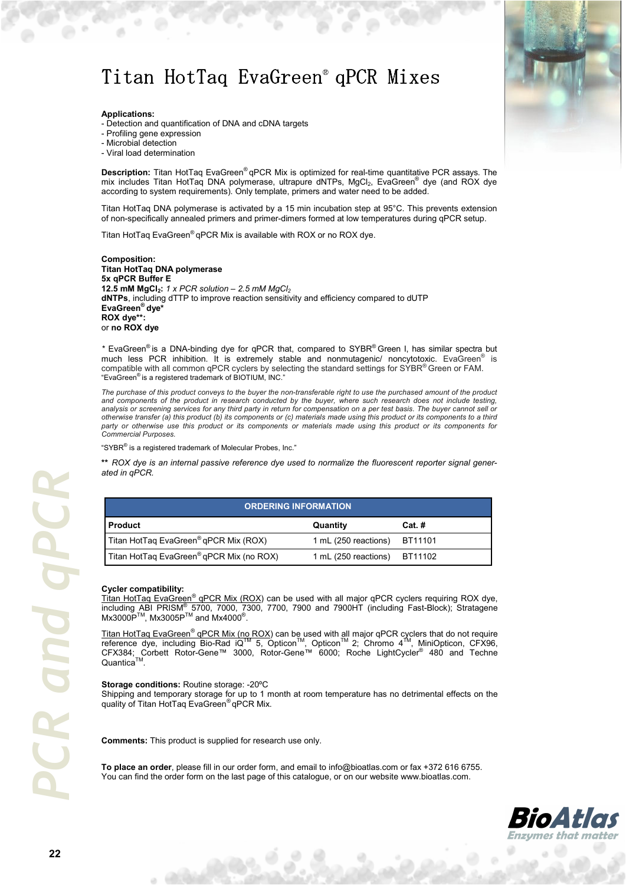# Titan HotTaq EvaGreen® qPCR Mixes

**Applications:**
- Detection and quantification of DNA and cDNA targets
- Profiling gene expression
- Microbial detection
- Viral load determination

**Description:** Titan HotTaq EvaGreen® qPCR Mix is optimized for real-time quantitative PCR assays. The mix includes Titan HotTaq DNA polymerase, ultrapure dNTPs, $MgCl_2$, EvaGreen® dye (and ROX dye according to system requirements). Only template, primers and water need to be added.

Titan HotTaq DNA polymerase is activated by a 15 min incubation step at 95°C. This prevents extension of non-specifically annealed primers and primer-dimers formed at low temperatures during qPCR setup.

Titan HotTaq EvaGreen® qPCR Mix is available with ROX or no ROX dye.

**Composition:**
**Titan HotTaq DNA polymerase**
**5x qPCR Buffer E**
**12.5 mM $MgCl_2$:** *1 x PCR solution – 2.5 mM $MgCl_2$*
**dNTPs**, including dTTP to improve reaction sensitivity and efficiency compared to dUTP
**EvaGreen® dye***
**ROX dye**:**
or **no ROX dye**

\* EvaGreen® is a DNA-binding dye for qPCR that, compared to SYBR® Green I, has similar spectra but much less PCR inhibition. It is extremely stable and nonmutagenic/ noncytotoxic. EvaGreen® is compatible with all common qPCR cyclers by selecting the standard settings for SYBR® Green or FAM.
"EvaGreen® is a registered trademark of BIOTIUM, INC."

*The purchase of this product conveys to the buyer the non-transferable right to use the purchased amount of the product and components of the product in research conducted by the buyer, where such research does not include testing, analysis or screening services for any third party in return for compensation on a per test basis. The buyer cannot sell or otherwise transfer (a) this product (b) its components or (c) materials made using this product or its components to a third party or otherwise use this product or its components or materials made using this product or its components for Commercial Purposes.*

"SYBR® is a registered trademark of Molecular Probes, Inc."

**\*\*** *ROX dye is an internal passive reference dye used to normalize the fluorescent reporter signal generated in qPCR.*

| ORDERING INFORMATION | | |
|---|---|---|
| **Product** | **Quantity** | **Cat. #** |
| Titan HotTaq EvaGreen® qPCR Mix (ROX) | 1 mL (250 reactions) | BT11101 |
| Titan HotTaq EvaGreen® qPCR Mix (no ROX) | 1 mL (250 reactions) | BT11102 |

**Cycler compatibility:**
Titan HotTaq EvaGreen® qPCR Mix (ROX) can be used with all major qPCR cyclers requiring ROX dye, including ABI PRISM® 5700, 7000, 7300, 7700, 7900 and 7900HT (including Fast-Block); Stratagene Mx3000P™, Mx3005P™ and Mx4000®.

Titan HotTaq EvaGreen® qPCR Mix (no ROX) can be used with all major qPCR cyclers that do not require reference dye, including Bio-Rad iQ™ 5, Opticon™, Opticon™ 2; Chromo 4™, MiniOpticon, CFX96, CFX384; Corbett Rotor-Gene™ 3000, Rotor-Gene™ 6000; Roche LightCycler® 480 and Techne Quantica™.

**Storage conditions:** Routine storage: -20ºC
Shipping and temporary storage for up to 1 month at room temperature has no detrimental effects on the quality of Titan HotTaq EvaGreen® qPCR Mix.

**Comments:** This product is supplied for research use only.

**To place an order**, please fill in our order form, and email to info@bioatlas.com or fax +372 616 6755.
You can find the order form on the last page of this catalogue, or on our website www.bioatlas.com.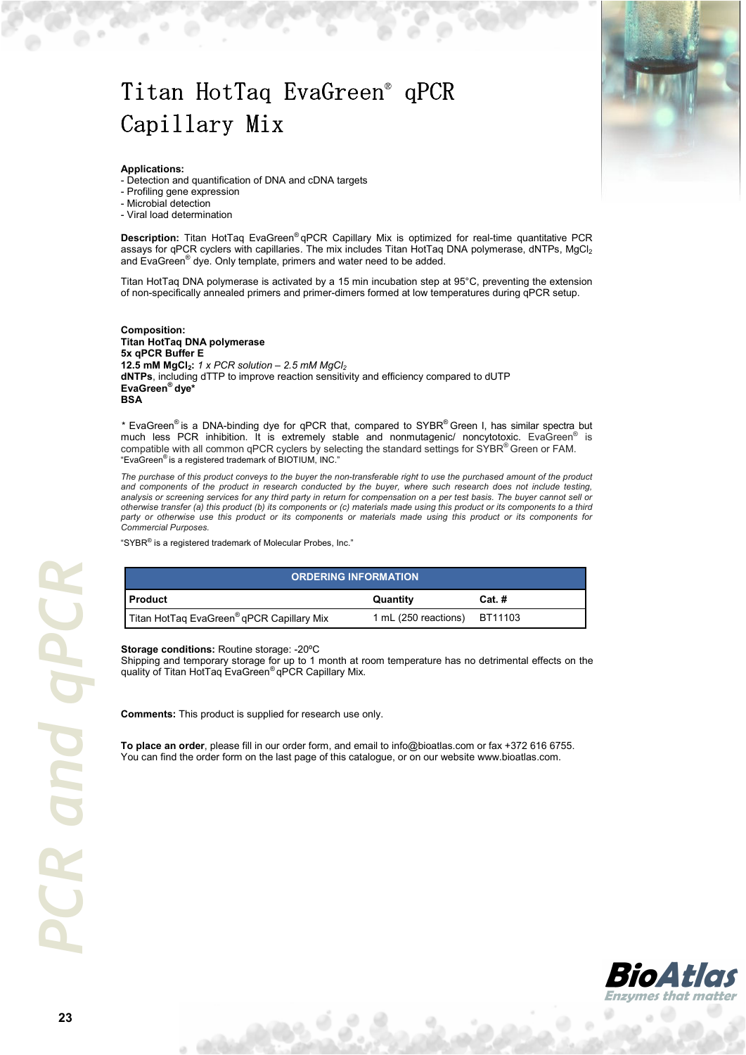# Titan HotTaq EvaGreen® qPCR Capillary Mix

**Applications:**
- Detection and quantification of DNA and cDNA targets
- Profiling gene expression
- Microbial detection
- Viral load determination

**Description:** Titan HotTaq EvaGreen® qPCR Capillary Mix is optimized for real-time quantitative PCR assays for qPCR cyclers with capillaries. The mix includes Titan HotTaq DNA polymerase, dNTPs, $MgCl_2$ and EvaGreen® dye. Only template, primers and water need to be added.

Titan HotTaq DNA polymerase is activated by a 15 min incubation step at 95°C, preventing the extension of non-specifically annealed primers and primer-dimers formed at low temperatures during qPCR setup.

**Composition:**
**Titan HotTaq DNA polymerase**
**5x qPCR Buffer E**
**12.5 mM $MgCl_2$:** *1 x PCR solution – 2.5 mM $MgCl_2$*
**dNTPs**, including dTTP to improve reaction sensitivity and efficiency compared to dUTP
**EvaGreen® dye***
**BSA**

* EvaGreen® is a DNA-binding dye for qPCR that, compared to SYBR® Green I, has similar spectra but much less PCR inhibition. It is extremely stable and nonmutagenic/ noncytotoxic. EvaGreen® is compatible with all common qPCR cyclers by selecting the standard settings for SYBR® Green or FAM.
"EvaGreen® is a registered trademark of BIOTIUM, INC."

*The purchase of this product conveys to the buyer the non-transferable right to use the purchased amount of the product and components of the product in research conducted by the buyer, where such research does not include testing, analysis or screening services for any third party in return for compensation on a per test basis. The buyer cannot sell or otherwise transfer (a) this product (b) its components or (c) materials made using this product or its components to a third party or otherwise use this product or its components or materials made using this product or its components for Commercial Purposes.*

"SYBR® is a registered trademark of Molecular Probes, Inc."

| ORDERING INFORMATION | | |
|---|---|---|
| **Product** | **Quantity** | **Cat. #** |
| Titan HotTaq EvaGreen® qPCR Capillary Mix | 1 mL (250 reactions) | BT11103 |

**Storage conditions:** Routine storage: -20ºC
Shipping and temporary storage for up to 1 month at room temperature has no detrimental effects on the quality of Titan HotTaq EvaGreen® qPCR Capillary Mix.

**Comments:** This product is supplied for research use only.

**To place an order**, please fill in our order form, and email to info@bioatlas.com or fax +372 616 6755.
You can find the order form on the last page of this catalogue, or on our website www.bioatlas.com.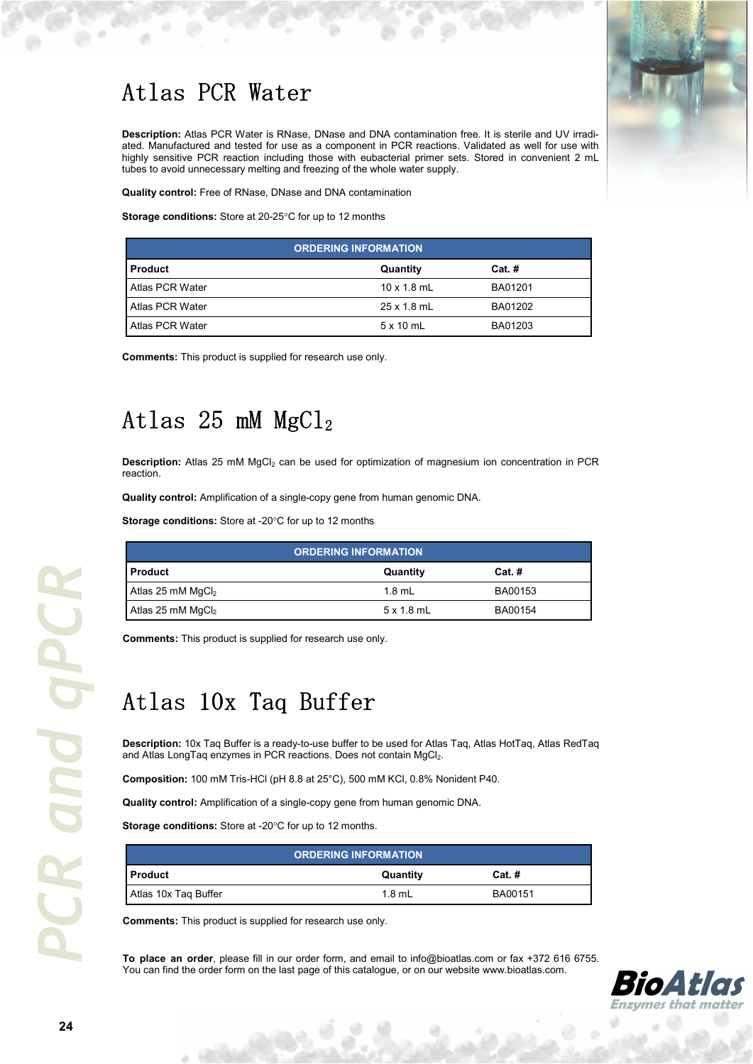# Atlas PCR Water

**Description:** Atlas PCR Water is RNase, DNase and DNA contamination free. It is sterile and UV irradiated. Manufactured and tested for use as a component in PCR reactions. Validated as well for use with highly sensitive PCR reaction including those with eubacterial primer sets. Stored in convenient 2 mL tubes to avoid unnecessary melting and freezing of the whole water supply.

**Quality control:** Free of RNase, DNase and DNA contamination

**Storage conditions:** Store at 20-25°C for up to 12 months

| ORDERING INFORMATION | | |
|---|---|---|
| **Product** | **Quantity** | **Cat. #** |
| Atlas PCR Water | 10 x 1.8 mL | BA01201 |
| Atlas PCR Water | 25 x 1.8 mL | BA01202 |
| Atlas PCR Water | 5 x 10 mL | BA01203 |

**Comments:** This product is supplied for research use only.

# Atlas 25 mM $MgCl_2$

**Description:** Atlas 25 mM $MgCl_2$ can be used for optimization of magnesium ion concentration in PCR reaction.

**Quality control:** Amplification of a single-copy gene from human genomic DNA.

**Storage conditions:** Store at -20°C for up to 12 months

| ORDERING INFORMATION | | |
|---|---|---|
| **Product** | **Quantity** | **Cat. #** |
| Atlas 25 mM $MgCl_2$ | 1.8 mL | BA00153 |
| Atlas 25 mM $MgCl_2$ | 5 x 1.8 mL | BA00154 |

**Comments:** This product is supplied for research use only.

# Atlas 10x Taq Buffer

**Description:** 10x Taq Buffer is a ready-to-use buffer to be used for Atlas Taq, Atlas HotTaq, Atlas RedTaq and Atlas LongTaq enzymes in PCR reactions. Does not contain $MgCl_2$.

**Composition:** 100 mM Tris-HCl (pH 8.8 at 25°C), 500 mM KCl, 0.8% Nonident P40.

**Quality control:** Amplification of a single-copy gene from human genomic DNA.

**Storage conditions:** Store at -20°C for up to 12 months.

| ORDERING INFORMATION | | |
|---|---|---|
| **Product** | **Quantity** | **Cat. #** |
| Atlas 10x Taq Buffer | 1.8 mL | BA00151 |

**Comments:** This product is supplied for research use only.

**To place an order**, please fill in our order form, and email to info@bioatlas.com or fax +372 616 6755. You can find the order form on the last page of this catalogue, or on our website www.bioatlas.com.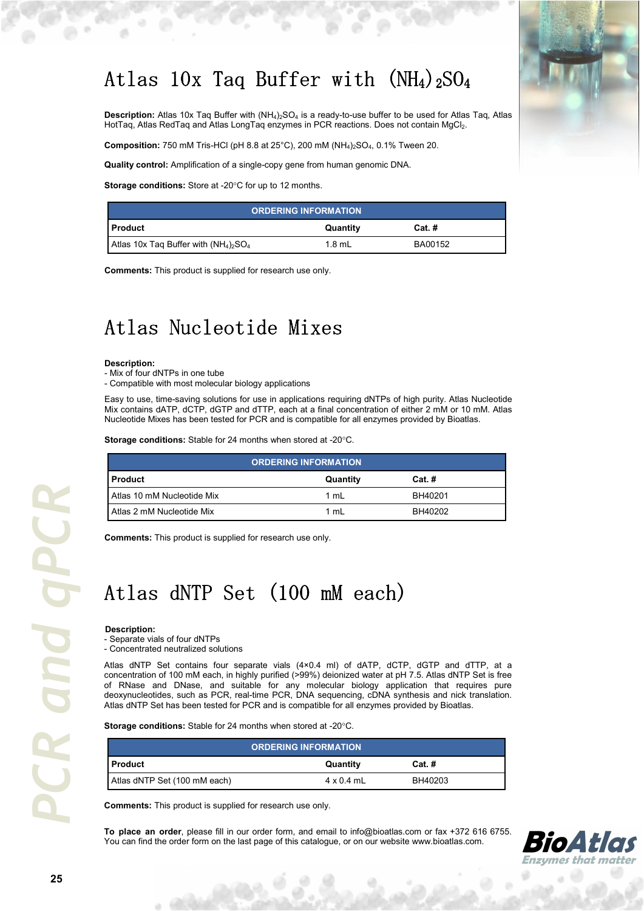# Atlas 10x Taq Buffer with $(NH_4)_2SO_4$

**Description:** Atlas 10x Taq Buffer with $(NH_4)_2SO_4$ is a ready-to-use buffer to be used for Atlas Taq, Atlas HotTaq, Atlas RedTaq and Atlas LongTaq enzymes in PCR reactions. Does not contain $MgCl_2$.

**Composition:** 750 mM Tris-HCl (pH 8.8 at 25°C), 200 mM $(NH_4)_2SO_4$, 0.1% Tween 20.

**Quality control:** Amplification of a single-copy gene from human genomic DNA.

**Storage conditions:** Store at -20°C for up to 12 months.

| ORDERING INFORMATION | | |
|---|---|---|
| **Product** | **Quantity** | **Cat. #** |
| Atlas 10x Taq Buffer with $(NH_4)_2SO_4$ | 1.8 mL | BA00152 |

**Comments:** This product is supplied for research use only.

# Atlas Nucleotide Mixes

**Description:**
- Mix of four dNTPs in one tube
- Compatible with most molecular biology applications

Easy to use, time-saving solutions for use in applications requiring dNTPs of high purity. Atlas Nucleotide Mix contains dATP, dCTP, dGTP and dTTP, each at a final concentration of either 2 mM or 10 mM. Atlas Nucleotide Mixes has been tested for PCR and is compatible for all enzymes provided by Bioatlas.

**Storage conditions:** Stable for 24 months when stored at -20°C.

| ORDERING INFORMATION | | |
|---|---|---|
| **Product** | **Quantity** | **Cat. #** |
| Atlas 10 mM Nucleotide Mix | 1 mL | BH40201 |
| Atlas 2 mM Nucleotide Mix | 1 mL | BH40202 |

**Comments:** This product is supplied for research use only.

# Atlas dNTP Set (100 mM each)

**Description:**
- Separate vials of four dNTPs
- Concentrated neutralized solutions

Atlas dNTP Set contains four separate vials (4×0.4 ml) of dATP, dCTP, dGTP and dTTP, at a concentration of 100 mM each, in highly purified (>99%) deionized water at pH 7.5. Atlas dNTP Set is free of RNase and DNase, and suitable for any molecular biology application that requires pure deoxynucleotides, such as PCR, real-time PCR, DNA sequencing, cDNA synthesis and nick translation. Atlas dNTP Set has been tested for PCR and is compatible for all enzymes provided by Bioatlas.

**Storage conditions:** Stable for 24 months when stored at -20°C.

| ORDERING INFORMATION | | |
|---|---|---|
| **Product** | **Quantity** | **Cat. #** |
| Atlas dNTP Set (100 mM each) | 4 x 0.4 mL | BH40203 |

**Comments:** This product is supplied for research use only.

**To place an order**, please fill in our order form, and email to info@bioatlas.com or fax +372 616 6755. You can find the order form on the last page of this catalogue, or on our website www.bioatlas.com.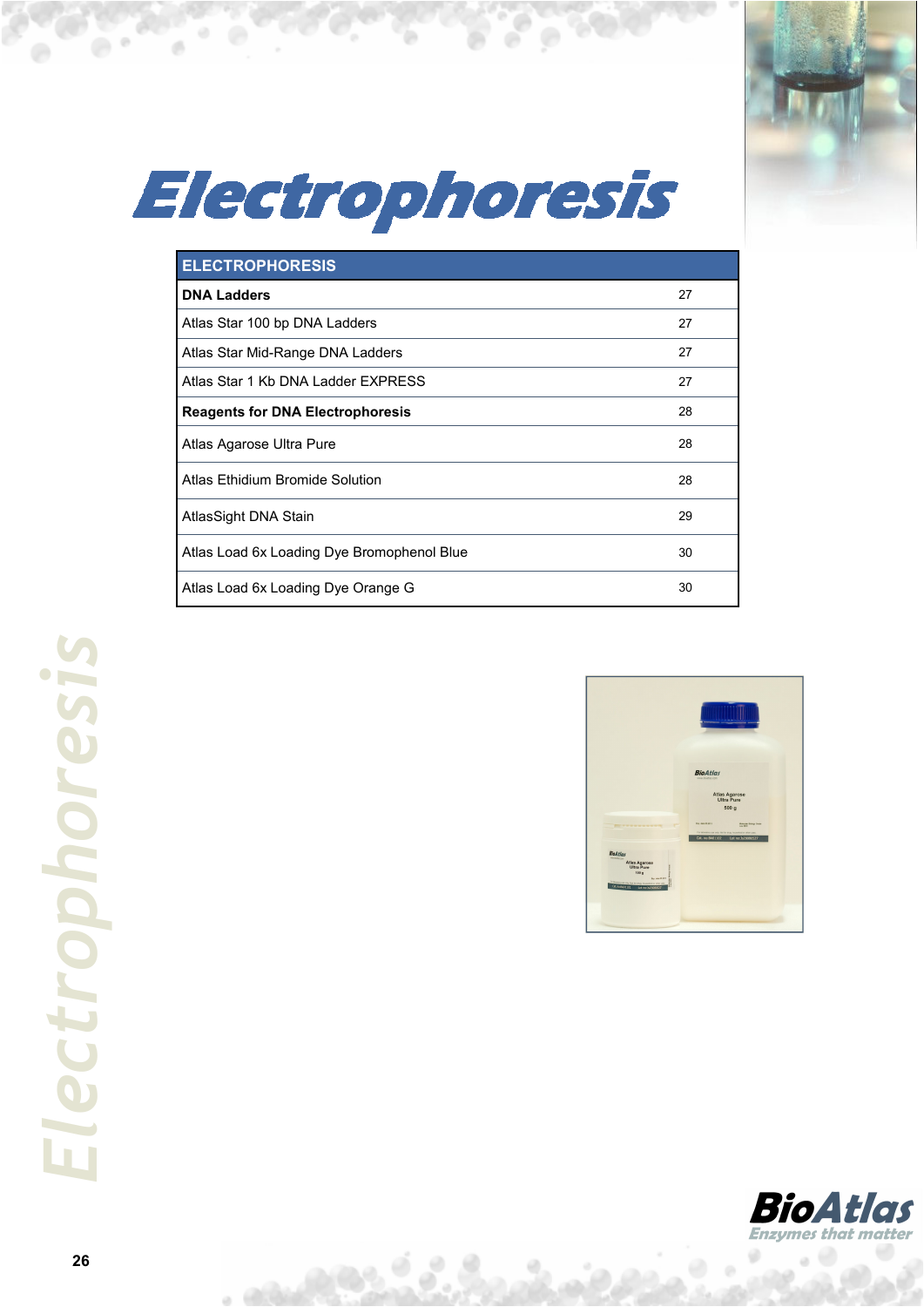# Electrophoresis

| ELECTROPHORESIS | |
|---|---|
| **DNA Ladders** | 27 |
| Atlas Star 100 bp DNA Ladders | 27 |
| Atlas Star Mid-Range DNA Ladders | 27 |
| Atlas Star 1 Kb DNA Ladder EXPRESS | 27 |
| **Reagents for DNA Electrophoresis** | 28 |
| Atlas Agarose Ultra Pure | 28 |
| Atlas Ethidium Bromide Solution | 28 |
| AtlasSight DNA Stain | 29 |
| Atlas Load 6x Loading Dye Bromophenol Blue | 30 |
| Atlas Load 6x Loading Dye Orange G | 30 |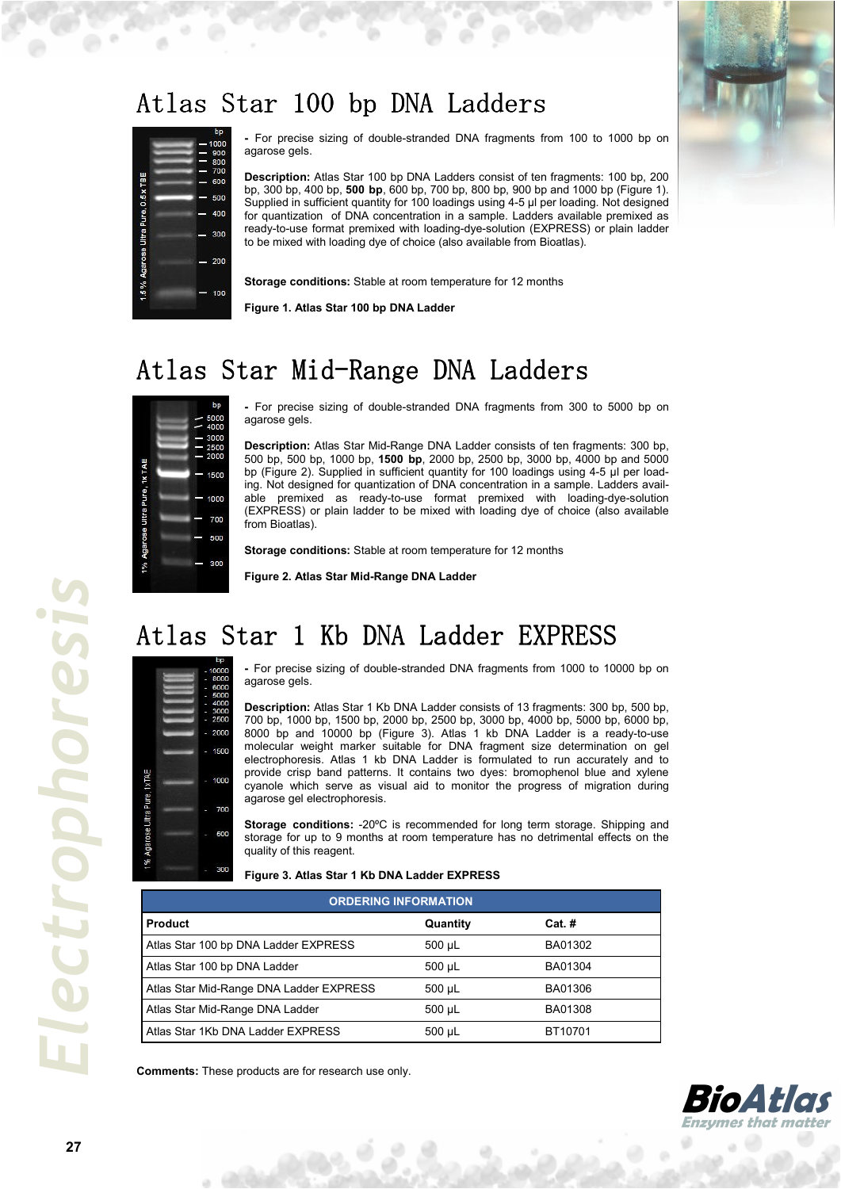## Atlas Star 100 bp DNA Ladders

- For precise sizing of double-stranded DNA fragments from 100 to 1000 bp on agarose gels.

**Description:** Atlas Star 100 bp DNA Ladders consist of ten fragments: 100 bp, 200 bp, 300 bp, 400 bp, **500 bp**, 600 bp, 700 bp, 800 bp, 900 bp and 1000 bp (Figure 1). Supplied in sufficient quantity for 100 loadings using 4-5 µl per loading. Not designed for quantization of DNA concentration in a sample. Ladders available premixed as ready-to-use format premixed with loading-dye-solution (EXPRESS) or plain ladder to be mixed with loading dye of choice (also available from Bioatlas).

**Storage conditions:** Stable at room temperature for 12 months

**Figure 1. Atlas Star 100 bp DNA Ladder**

## Atlas Star Mid-Range DNA Ladders

- For precise sizing of double-stranded DNA fragments from 300 to 5000 bp on agarose gels.

**Description:** Atlas Star Mid-Range DNA Ladder consists of ten fragments: 300 bp, 500 bp, 500 bp, 1000 bp, **1500 bp**, 2000 bp, 2500 bp, 3000 bp, 4000 bp and 5000 bp (Figure 2). Supplied in sufficient quantity for 100 loadings using 4-5 µl per loading. Not designed for quantization of DNA concentration in a sample. Ladders available premixed as ready-to-use format premixed with loading-dye-solution (EXPRESS) or plain ladder to be mixed with loading dye of choice (also available from Bioatlas).

**Storage conditions:** Stable at room temperature for 12 months

**Figure 2. Atlas Star Mid-Range DNA Ladder**

## Atlas Star 1 Kb DNA Ladder EXPRESS

- For precise sizing of double-stranded DNA fragments from 1000 to 10000 bp on agarose gels.

**Description:** Atlas Star 1 Kb DNA Ladder consists of 13 fragments: 300 bp, 500 bp, 700 bp, 1000 bp, 1500 bp, 2000 bp, 2500 bp, 3000 bp, 4000 bp, 5000 bp, 6000 bp, 8000 bp and 10000 bp (Figure 3). Atlas 1 kb DNA Ladder is a ready-to-use molecular weight marker suitable for DNA fragment size determination on gel electrophoresis. Atlas 1 kb DNA Ladder is formulated to run accurately and to provide crisp band patterns. It contains two dyes: bromophenol blue and xylene cyanole which serve as visual aid to monitor the progress of migration during agarose gel electrophoresis.

**Storage conditions:** -20ºC is recommended for long term storage. Shipping and storage for up to 9 months at room temperature has no detrimental effects on the quality of this reagent.

**Figure 3. Atlas Star 1 Kb DNA Ladder EXPRESS**

| ORDERING INFORMATION | | |
|---|---|---|
| **Product** | **Quantity** | **Cat. #** |
| Atlas Star 100 bp DNA Ladder EXPRESS | 500 µL | BA01302 |
| Atlas Star 100 bp DNA Ladder | 500 µL | BA01304 |
| Atlas Star Mid-Range DNA Ladder EXPRESS | 500 µL | BA01306 |
| Atlas Star Mid-Range DNA Ladder | 500 µL | BA01308 |
| Atlas Star 1Kb DNA Ladder EXPRESS | 500 µL | BT10701 |

**Comments:** These products are for research use only.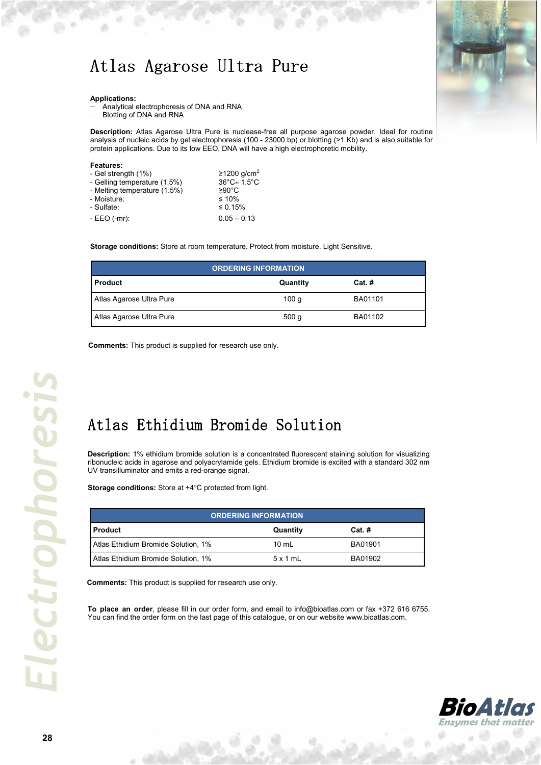# Atlas Agarose Ultra Pure

**Applications:**

- Analytical electrophoresis of DNA and RNA
- Blotting of DNA and RNA

**Description:** Atlas Agarose Ultra Pure is nuclease-free all purpose agarose powder. Ideal for routine analysis of nucleic acids by gel electrophoresis (100 - 23000 bp) or blotting (>1 Kb) and is also suitable for protein applications. Due to its low EEO, DNA will have a high electrophoretic mobility.

**Features:**

| | |
|---|---|
| - Gel strength (1%) | ≥1200 g/cm$^2$ |
| - Gelling temperature (1.5%) | 36°C± 1.5°C |
| - Melting temperature (1.5%) | ≥90°C |
| - Moisture: | ≤ 10% |
| - Sulfate: | ≤ 0.15% |
| - EEO (-mr): | 0.05 – 0.13 |

**Storage conditions:** Store at room temperature. Protect from moisture. Light Sensitive.

| ORDERING INFORMATION | | |
|---|---|---|
| **Product** | **Quantity** | **Cat. #** |
| Atlas Agarose Ultra Pure | 100 g | BA01101 |
| Atlas Agarose Ultra Pure | 500 g | BA01102 |

**Comments:** This product is supplied for research use only.

# Atlas Ethidium Bromide Solution

**Description:** 1% ethidium bromide solution is a concentrated fluorescent staining solution for visualizing ribonucleic acids in agarose and polyacrylamide gels. Ethidium bromide is excited with a standard 302 nm UV transilluminator and emits a red-orange signal.

**Storage conditions:** Store at +4°C protected from light.

| ORDERING INFORMATION | | |
|---|---|---|
| **Product** | **Quantity** | **Cat. #** |
| Atlas Ethidium Bromide Solution, 1% | 10 mL | BA01901 |
| Atlas Ethidium Bromide Solution, 1% | 5 x 1 mL | BA01902 |

**Comments:** This product is supplied for research use only.

**To place an order**, please fill in our order form, and email to info@bioatlas.com or fax +372 616 6755. You can find the order form on the last page of this catalogue, or on our website www.bioatlas.com.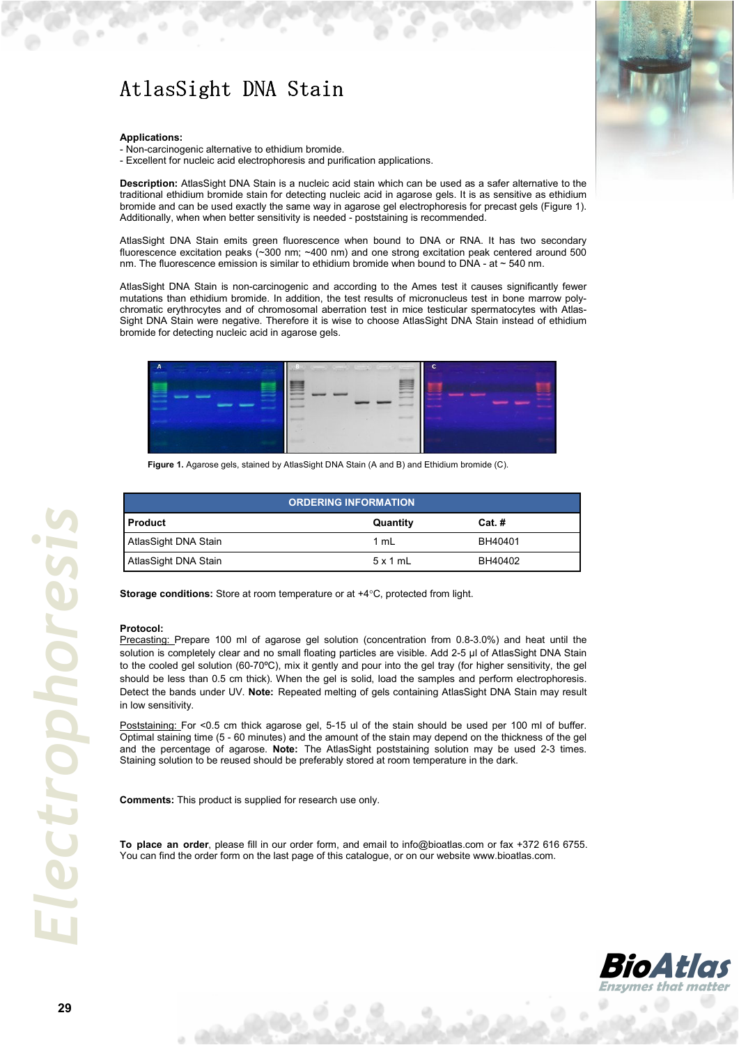# AtlasSight DNA Stain

**Applications:**

- Non-carcinogenic alternative to ethidium bromide.
- Excellent for nucleic acid electrophoresis and purification applications.

**Description:** AtlasSight DNA Stain is a nucleic acid stain which can be used as a safer alternative to the traditional ethidium bromide stain for detecting nucleic acid in agarose gels. It is as sensitive as ethidium bromide and can be used exactly the same way in agarose gel electrophoresis for precast gels (Figure 1). Additionally, when when better sensitivity is needed - poststaining is recommended.

AtlasSight DNA Stain emits green fluorescence when bound to DNA or RNA. It has two secondary fluorescence excitation peaks (~300 nm; ~400 nm) and one strong excitation peak centered around 500 nm. The fluorescence emission is similar to ethidium bromide when bound to DNA - at ~ 540 nm.

AtlasSight DNA Stain is non-carcinogenic and according to the Ames test it causes significantly fewer mutations than ethidium bromide. In addition, the test results of micronucleus test in bone marrow poly-chromatic erythrocytes and of chromosomal aberration test in mice testicular spermatocytes with Atlas-Sight DNA Stain were negative. Therefore it is wise to choose AtlasSight DNA Stain instead of ethidium bromide for detecting nucleic acid in agarose gels.

**Figure 1.** Agarose gels, stained by AtlasSight DNA Stain (A and B) and Ethidium bromide (C).

| ORDERING INFORMATION | | |
|---|---|---|
| **Product** | **Quantity** | **Cat. #** |
| AtlasSight DNA Stain | 1 mL | BH40401 |
| AtlasSight DNA Stain | 5 x 1 mL | BH40402 |

**Storage conditions:** Store at room temperature or at +4°C, protected from light.

**Protocol:**

Precasting: Prepare 100 ml of agarose gel solution (concentration from 0.8-3.0%) and heat until the solution is completely clear and no small floating particles are visible. Add 2-5 µl of AtlasSight DNA Stain to the cooled gel solution (60-70ºC), mix it gently and pour into the gel tray (for higher sensitivity, the gel should be less than 0.5 cm thick). When the gel is solid, load the samples and perform electrophoresis. Detect the bands under UV. **Note:** Repeated melting of gels containing AtlasSight DNA Stain may result in low sensitivity.

Poststaining: For <0.5 cm thick agarose gel, 5-15 ul of the stain should be used per 100 ml of buffer. Optimal staining time (5 - 60 minutes) and the amount of the stain may depend on the thickness of the gel and the percentage of agarose. **Note:** The AtlasSight poststaining solution may be used 2-3 times. Staining solution to be reused should be preferably stored at room temperature in the dark.

**Comments:** This product is supplied for research use only.

**To place an order**, please fill in our order form, and email to info@bioatlas.com or fax +372 616 6755. You can find the order form on the last page of this catalogue, or on our website www.bioatlas.com.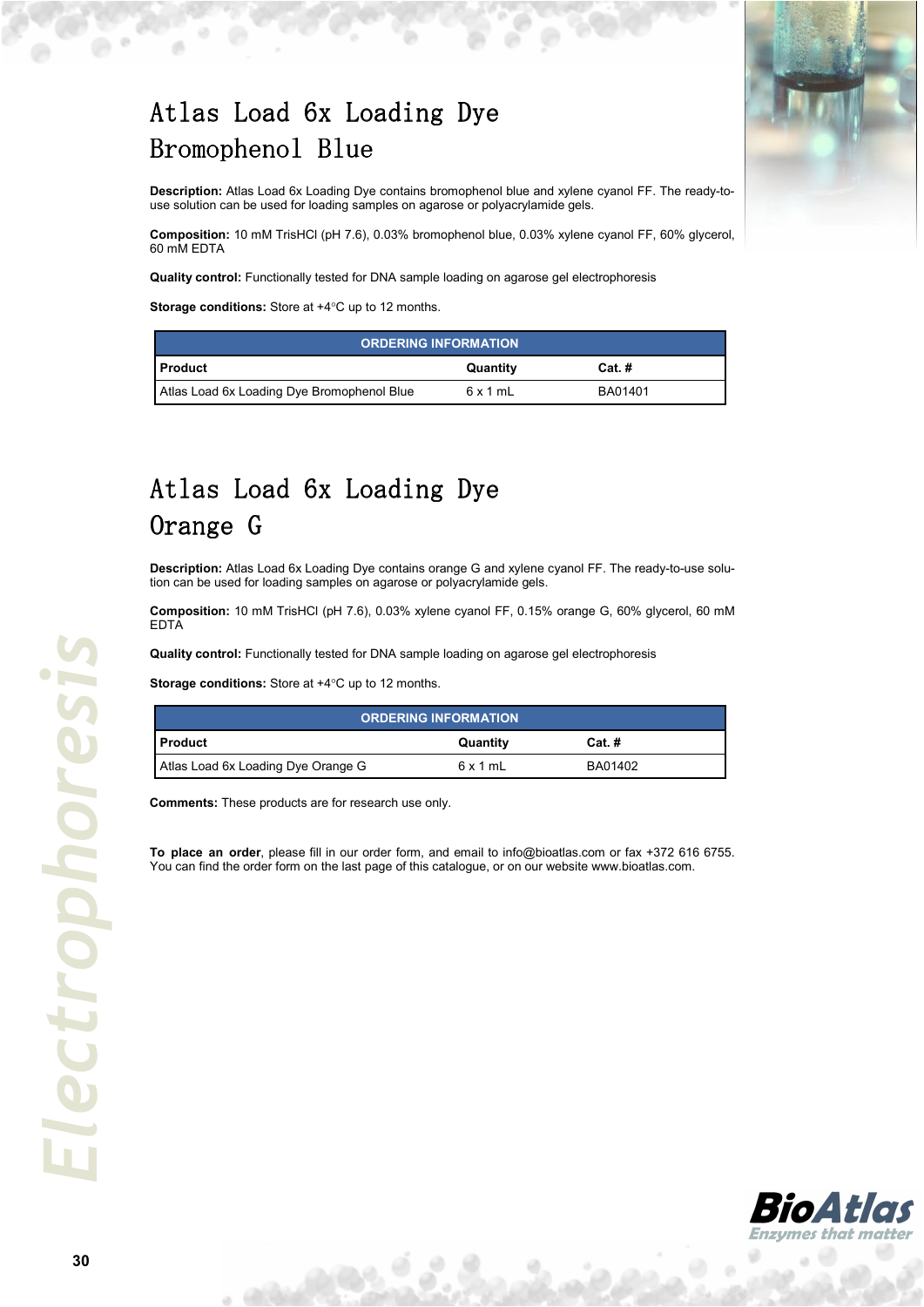# Atlas Load 6x Loading Dye Bromophenol Blue

**Description:** Atlas Load 6x Loading Dye contains bromophenol blue and xylene cyanol FF. The ready-to-use solution can be used for loading samples on agarose or polyacrylamide gels.

**Composition:** 10 mM TrisHCl (pH 7.6), 0.03% bromophenol blue, 0.03% xylene cyanol FF, 60% glycerol, 60 mM EDTA

**Quality control:** Functionally tested for DNA sample loading on agarose gel electrophoresis

**Storage conditions:** Store at +4°C up to 12 months.

| ORDERING INFORMATION | | |
|---|---|---|
| **Product** | **Quantity** | **Cat. #** |
| Atlas Load 6x Loading Dye Bromophenol Blue | 6 x 1 mL | BA01401 |

# Atlas Load 6x Loading Dye Orange G

**Description:** Atlas Load 6x Loading Dye contains orange G and xylene cyanol FF. The ready-to-use solution can be used for loading samples on agarose or polyacrylamide gels.

**Composition:** 10 mM TrisHCl (pH 7.6), 0.03% xylene cyanol FF, 0.15% orange G, 60% glycerol, 60 mM EDTA

**Quality control:** Functionally tested for DNA sample loading on agarose gel electrophoresis

**Storage conditions:** Store at +4°C up to 12 months.

| ORDERING INFORMATION | | |
|---|---|---|
| **Product** | **Quantity** | **Cat. #** |
| Atlas Load 6x Loading Dye Orange G | 6 x 1 mL | BA01402 |

**Comments:** These products are for research use only.

**To place an order**, please fill in our order form, and email to info@bioatlas.com or fax +372 616 6755. You can find the order form on the last page of this catalogue, or on our website www.bioatlas.com.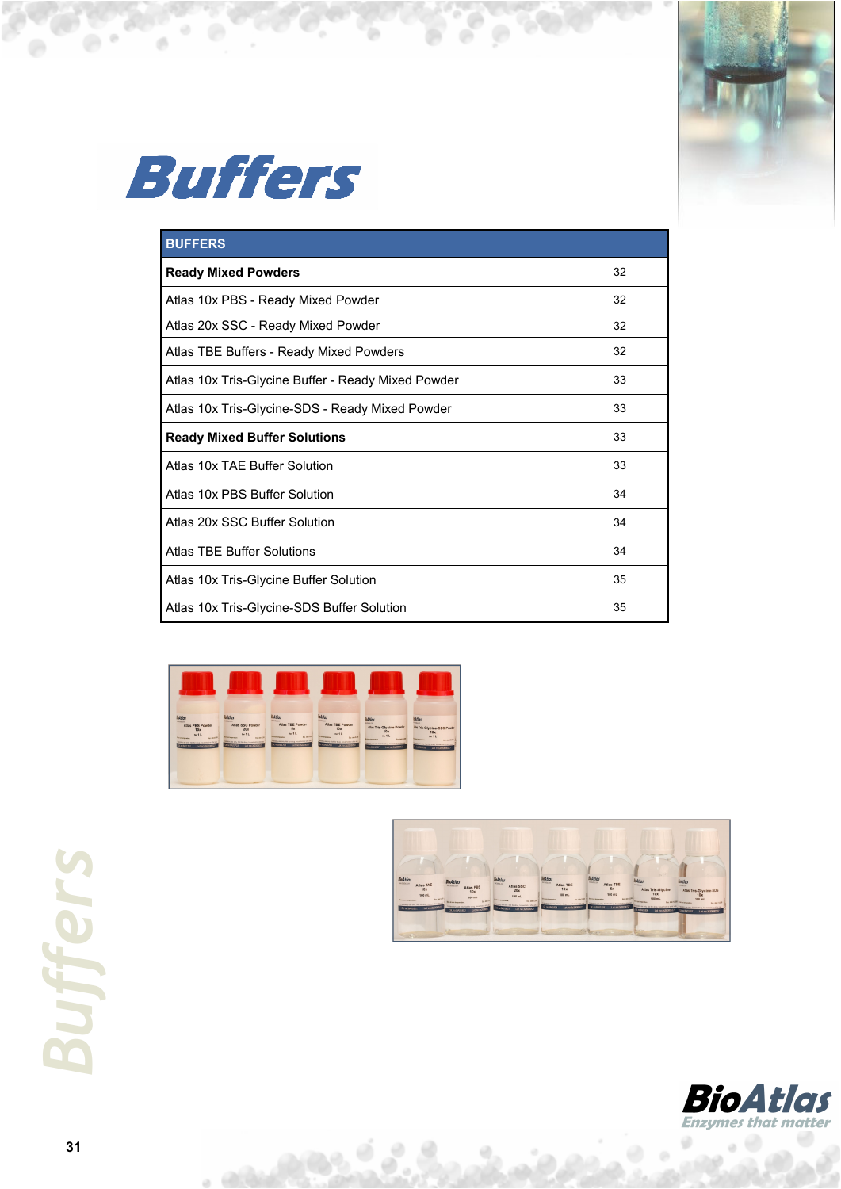# Buffers

| BUFFERS | |
|---|---|
| **Ready Mixed Powders** | 32 |
| Atlas 10x PBS - Ready Mixed Powder | 32 |
| Atlas 20x SSC - Ready Mixed Powder | 32 |
| Atlas TBE Buffers - Ready Mixed Powders | 32 |
| Atlas 10x Tris-Glycine Buffer - Ready Mixed Powder | 33 |
| Atlas 10x Tris-Glycine-SDS - Ready Mixed Powder | 33 |
| **Ready Mixed Buffer Solutions** | 33 |
| Atlas 10x TAE Buffer Solution | 33 |
| Atlas 10x PBS Buffer Solution | 34 |
| Atlas 20x SSC Buffer Solution | 34 |
| Atlas TBE Buffer Solutions | 34 |
| Atlas 10x Tris-Glycine Buffer Solution | 35 |
| Atlas 10x Tris-Glycine-SDS Buffer Solution | 35 |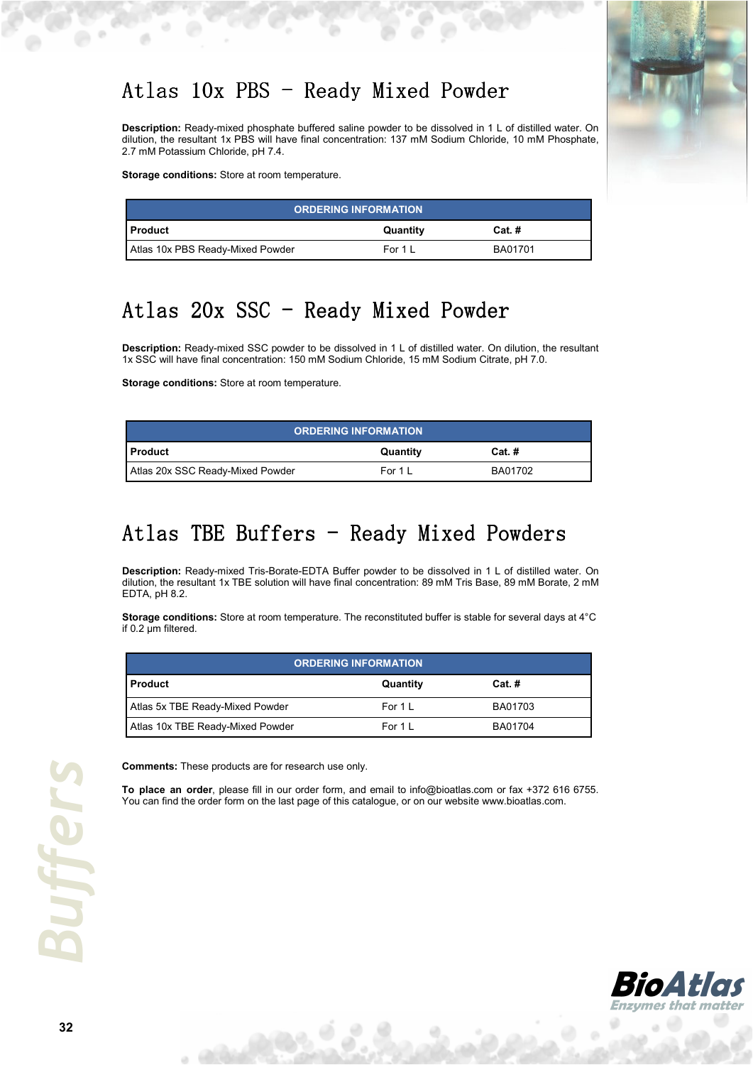# Atlas 10x PBS – Ready Mixed Powder

**Description:** Ready-mixed phosphate buffered saline powder to be dissolved in 1 L of distilled water. On dilution, the resultant 1x PBS will have final concentration: 137 mM Sodium Chloride, 10 mM Phosphate, 2.7 mM Potassium Chloride, pH 7.4.

**Storage conditions:** Store at room temperature.

| ORDERING INFORMATION | | |
|---|---|---|
| **Product** | **Quantity** | **Cat. #** |
| Atlas 10x PBS Ready-Mixed Powder | For 1 L | BA01701 |

# Atlas 20x SSC – Ready Mixed Powder

**Description:** Ready-mixed SSC powder to be dissolved in 1 L of distilled water. On dilution, the resultant 1x SSC will have final concentration: 150 mM Sodium Chloride, 15 mM Sodium Citrate, pH 7.0.

**Storage conditions:** Store at room temperature.

| ORDERING INFORMATION | | |
|---|---|---|
| **Product** | **Quantity** | **Cat. #** |
| Atlas 20x SSC Ready-Mixed Powder | For 1 L | BA01702 |

# Atlas TBE Buffers – Ready Mixed Powders

**Description:** Ready-mixed Tris-Borate-EDTA Buffer powder to be dissolved in 1 L of distilled water. On dilution, the resultant 1x TBE solution will have final concentration: 89 mM Tris Base, 89 mM Borate, 2 mM EDTA, pH 8.2.

**Storage conditions:** Store at room temperature. The reconstituted buffer is stable for several days at 4°C if 0.2 µm filtered.

| ORDERING INFORMATION | | |
|---|---|---|
| **Product** | **Quantity** | **Cat. #** |
| Atlas 5x TBE Ready-Mixed Powder | For 1 L | BA01703 |
| Atlas 10x TBE Ready-Mixed Powder | For 1 L | BA01704 |

**Comments:** These products are for research use only.

**To place an order**, please fill in our order form, and email to info@bioatlas.com or fax +372 616 6755. You can find the order form on the last page of this catalogue, or on our website www.bioatlas.com.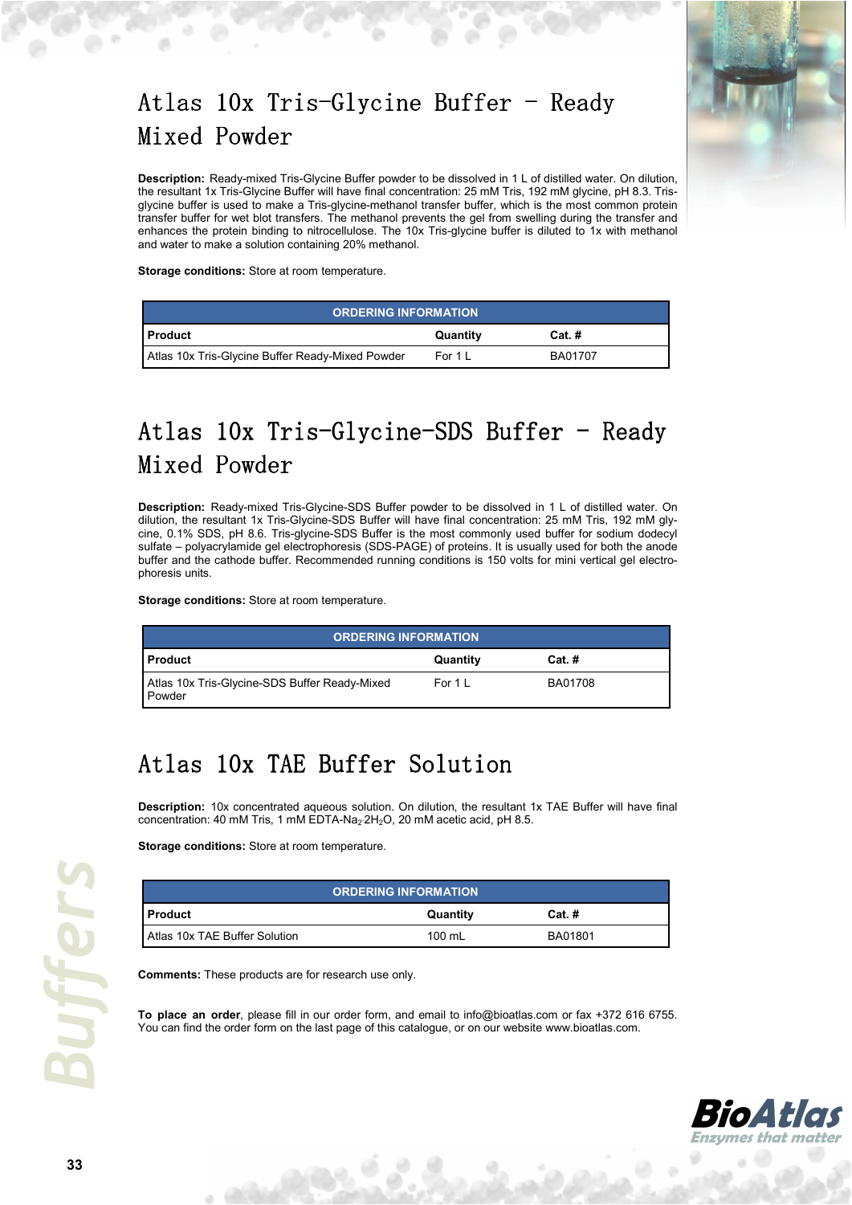# Atlas 10x Tris-Glycine Buffer – Ready Mixed Powder

**Description:** Ready-mixed Tris-Glycine Buffer powder to be dissolved in 1 L of distilled water. On dilution, the resultant 1x Tris-Glycine Buffer will have final concentration: 25 mM Tris, 192 mM glycine, pH 8.3. Tris-glycine buffer is used to make a Tris-glycine-methanol transfer buffer, which is the most common protein transfer buffer for wet blot transfers. The methanol prevents the gel from swelling during the transfer and enhances the protein binding to nitrocellulose. The 10x Tris-glycine buffer is diluted to 1x with methanol and water to make a solution containing 20% methanol.

**Storage conditions:** Store at room temperature.

| ORDERING INFORMATION | | |
|---|---|---|
| **Product** | **Quantity** | **Cat. #** |
| Atlas 10x Tris-Glycine Buffer Ready-Mixed Powder | For 1 L | BA01707 |

# Atlas 10x Tris-Glycine-SDS Buffer – Ready Mixed Powder

**Description:** Ready-mixed Tris-Glycine-SDS Buffer powder to be dissolved in 1 L of distilled water. On dilution, the resultant 1x Tris-Glycine-SDS Buffer will have final concentration: 25 mM Tris, 192 mM glycine, 0.1% SDS, pH 8.6. Tris-glycine-SDS Buffer is the most commonly used buffer for sodium dodecyl sulfate – polyacrylamide gel electrophoresis (SDS-PAGE) of proteins. It is usually used for both the anode buffer and the cathode buffer. Recommended running conditions is 150 volts for mini vertical gel electrophoresis units.

**Storage conditions:** Store at room temperature.

| ORDERING INFORMATION | | |
|---|---|---|
| **Product** | **Quantity** | **Cat. #** |
| Atlas 10x Tris-Glycine-SDS Buffer Ready-Mixed Powder | For 1 L | BA01708 |

# Atlas 10x TAE Buffer Solution

**Description:** 10x concentrated aqueous solution. On dilution, the resultant 1x TAE Buffer will have final concentration: 40 mM Tris, 1 mM EDTA-$Na_2 \cdot 2H_2O$, 20 mM acetic acid, pH 8.5.

**Storage conditions:** Store at room temperature.

| ORDERING INFORMATION | | |
|---|---|---|
| **Product** | **Quantity** | **Cat. #** |
| Atlas 10x TAE Buffer Solution | 100 mL | BA01801 |

**Comments:** These products are for research use only.

**To place an order**, please fill in our order form, and email to info@bioatlas.com or fax +372 616 6755. You can find the order form on the last page of this catalogue, or on our website www.bioatlas.com.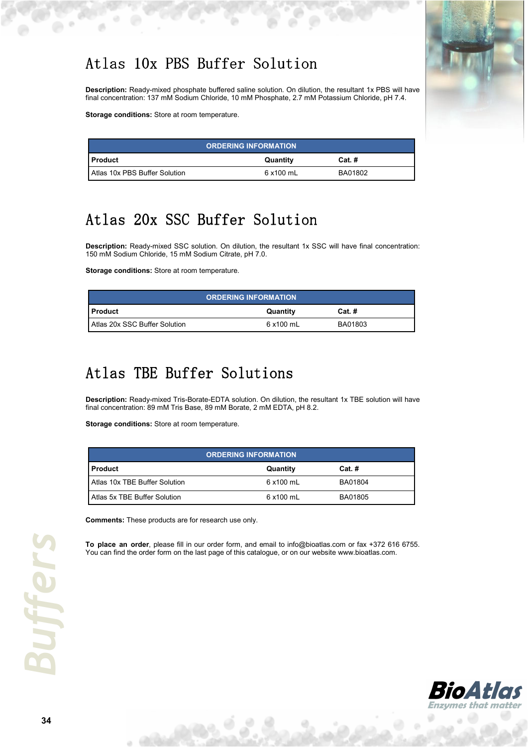# Atlas 10x PBS Buffer Solution

**Description:** Ready-mixed phosphate buffered saline solution. On dilution, the resultant 1x PBS will have final concentration: 137 mM Sodium Chloride, 10 mM Phosphate, 2.7 mM Potassium Chloride, pH 7.4.

**Storage conditions:** Store at room temperature.

| ORDERING INFORMATION | | |
|---|---|---|
| **Product** | **Quantity** | **Cat. #** |
| Atlas 10x PBS Buffer Solution | 6 x100 mL | BA01802 |

# Atlas 20x SSC Buffer Solution

**Description:** Ready-mixed SSC solution. On dilution, the resultant 1x SSC will have final concentration: 150 mM Sodium Chloride, 15 mM Sodium Citrate, pH 7.0.

**Storage conditions:** Store at room temperature.

| ORDERING INFORMATION | | |
|---|---|---|
| **Product** | **Quantity** | **Cat. #** |
| Atlas 20x SSC Buffer Solution | 6 x100 mL | BA01803 |

# Atlas TBE Buffer Solutions

**Description:** Ready-mixed Tris-Borate-EDTA solution. On dilution, the resultant 1x TBE solution will have final concentration: 89 mM Tris Base, 89 mM Borate, 2 mM EDTA, pH 8.2.

**Storage conditions:** Store at room temperature.

| ORDERING INFORMATION | | |
|---|---|---|
| **Product** | **Quantity** | **Cat. #** |
| Atlas 10x TBE Buffer Solution | 6 x100 mL | BA01804 |
| Atlas 5x TBE Buffer Solution | 6 x100 mL | BA01805 |

**Comments:** These products are for research use only.

**To place an order**, please fill in our order form, and email to info@bioatlas.com or fax +372 616 6755. You can find the order form on the last page of this catalogue, or on our website www.bioatlas.com.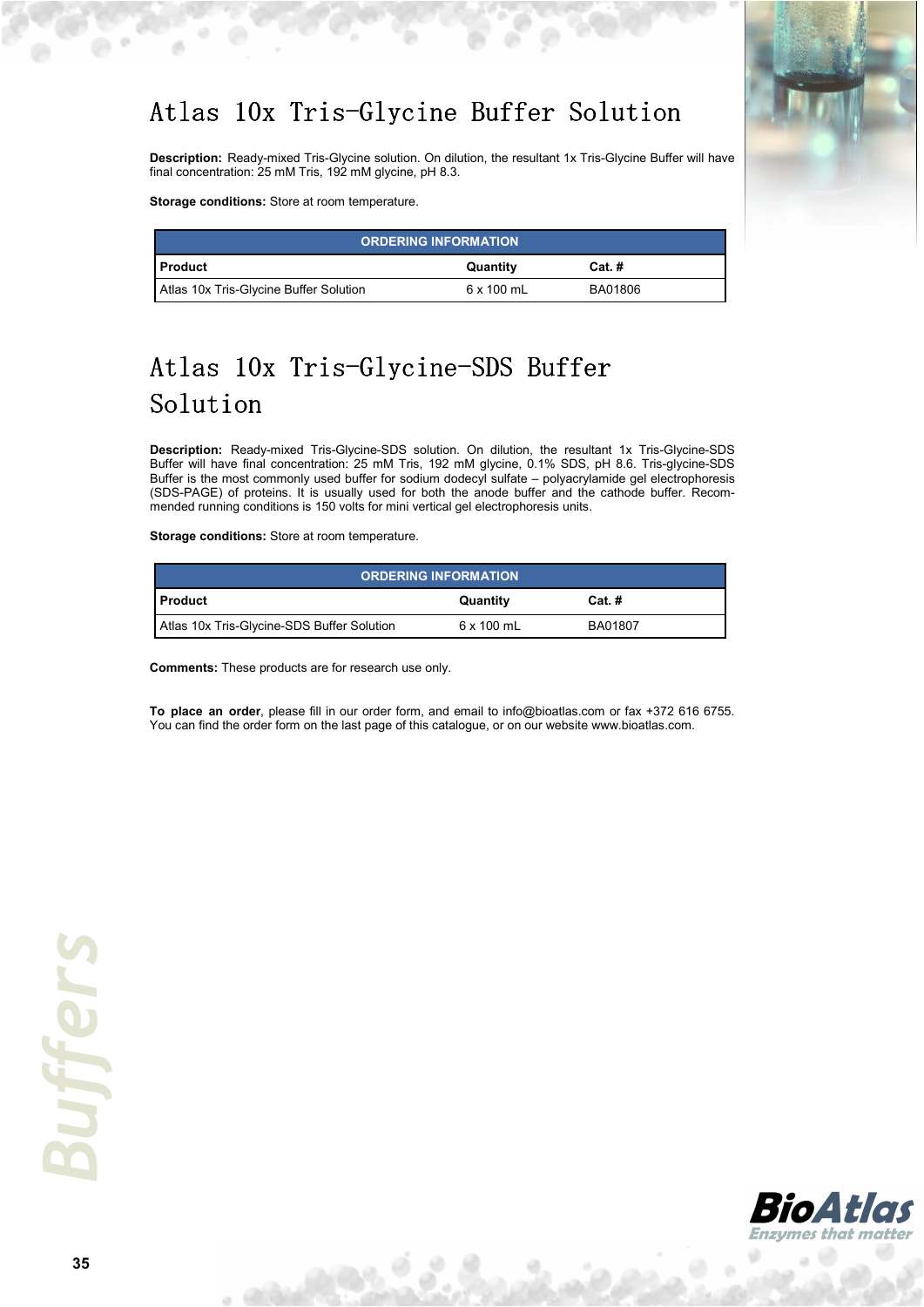# Atlas 10x Tris-Glycine Buffer Solution

**Description:** Ready-mixed Tris-Glycine solution. On dilution, the resultant 1x Tris-Glycine Buffer will have final concentration: 25 mM Tris, 192 mM glycine, pH 8.3.

**Storage conditions:** Store at room temperature.

| ORDERING INFORMATION | | |
|---|---|---|
| **Product** | **Quantity** | **Cat. #** |
| Atlas 10x Tris-Glycine Buffer Solution | 6 x 100 mL | BA01806 |

# Atlas 10x Tris-Glycine-SDS Buffer Solution

**Description:** Ready-mixed Tris-Glycine-SDS solution. On dilution, the resultant 1x Tris-Glycine-SDS Buffer will have final concentration: 25 mM Tris, 192 mM glycine, 0.1% SDS, pH 8.6. Tris-glycine-SDS Buffer is the most commonly used buffer for sodium dodecyl sulfate – polyacrylamide gel electrophoresis (SDS-PAGE) of proteins. It is usually used for both the anode buffer and the cathode buffer. Recommended running conditions is 150 volts for mini vertical gel electrophoresis units.

**Storage conditions:** Store at room temperature.

| ORDERING INFORMATION | | |
|---|---|---|
| **Product** | **Quantity** | **Cat. #** |
| Atlas 10x Tris-Glycine-SDS Buffer Solution | 6 x 100 mL | BA01807 |

**Comments:** These products are for research use only.

**To place an order**, please fill in our order form, and email to info@bioatlas.com or fax +372 616 6755. You can find the order form on the last page of this catalogue, or on our website www.bioatlas.com.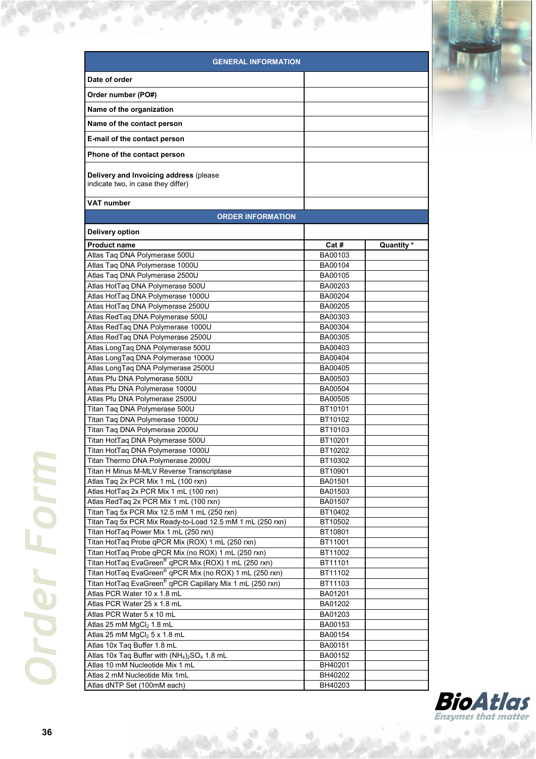# Order Form

| GENERAL INFORMATION | |
|---|---|
| **Date of order** | |
| **Order number (PO#)** | |
| **Name of the organization** | |
| **Name of the contact person** | |
| **E-mail of the contact person** | |
| **Phone of the contact person** | |
| **Delivery and Invoicing address** (please indicate two, in case they differ) | |
| **VAT number** | |

| ORDER INFORMATION | | |
|---|---|---|
| **Delivery option** | | |
| **Product name** | **Cat #** | **Quantity *** |
| Atlas Taq DNA Polymerase 500U | BA00103 | |
| Atlas Taq DNA Polymerase 1000U | BA00104 | |
| Atlas Taq DNA Polymerase 2500U | BA00105 | |
| Atlas HotTaq DNA Polymerase 500U | BA00203 | |
| Atlas HotTaq DNA Polymerase 1000U | BA00204 | |
| Atlas HotTaq DNA Polymerase 2500U | BA00205 | |
| Atlas RedTaq DNA Polymerase 500U | BA00303 | |
| Atlas RedTaq DNA Polymerase 1000U | BA00304 | |
| Atlas RedTaq DNA Polymerase 2500U | BA00305 | |
| Atlas LongTaq DNA Polymerase 500U | BA00403 | |
| Atlas LongTaq DNA Polymerase 1000U | BA00404 | |
| Atlas LongTaq DNA Polymerase 2500U | BA00405 | |
| Atlas Pfu DNA Polymerase 500U | BA00503 | |
| Atlas Pfu DNA Polymerase 1000U | BA00504 | |
| Atlas Pfu DNA Polymerase 2500U | BA00505 | |
| Titan Taq DNA Polymerase 500U | BT10101 | |
| Titan Taq DNA Polymerase 1000U | BT10102 | |
| Titan Taq DNA Polymerase 2000U | BT10103 | |
| Titan HotTaq DNA Polymerase 500U | BT10201 | |
| Titan HotTaq DNA Polymerase 1000U | BT10202 | |
| Titan Thermo DNA Polymerase 2000U | BT10302 | |
| Titan H Minus M-MLV Reverse Transcriptase | BT10901 | |
| Atlas Taq 2x PCR Mix 1 mL (100 rxn) | BA01501 | |
| Atlas HotTaq 2x PCR Mix 1 mL (100 rxn) | BA01503 | |
| Atlas RedTaq 2x PCR Mix 1 mL (100 rxn) | BA01507 | |
| Titan Taq 5x PCR Mix 12.5 mM 1 mL (250 rxn) | BT10402 | |
| Titan Taq 5x PCR Mix Ready-to-Load 12.5 mM 1 mL (250 rxn) | BT10502 | |
| Titan HotTaq Power Mix 1 mL (250 rxn) | BT10801 | |
| Titan HotTaq Probe qPCR Mix (ROX) 1 mL (250 rxn) | BT11001 | |
| Titan HotTaq Probe qPCR Mix (no ROX) 1 mL (250 rxn) | BT11002 | |
| Titan HotTaq EvaGreen® qPCR Mix (ROX) 1 mL (250 rxn) | BT11101 | |
| Titan HotTaq EvaGreen® qPCR Mix (no ROX) 1 mL (250 rxn) | BT11102 | |
| Titan HotTaq EvaGreen® qPCR Capillary Mix 1 mL (250 rxn) | BT11103 | |
| Atlas PCR Water 10 x 1.8 mL | BA01201 | |
| Atlas PCR Water 25 x 1.8 mL | BA01202 | |
| Atlas PCR Water 5 x 10 mL | BA01203 | |
| Atlas 25 mM $MgCl_2$ 1.8 mL | BA00153 | |
| Atlas 25 mM $MgCl_2$ 5 x 1.8 mL | BA00154 | |
| Atlas 10x Taq Buffer 1.8 mL | BA00151 | |
| Atlas 10x Taq Buffer with $(NH_4)_2SO_4$ 1.8 mL | BA00152 | |
| Atlas 10 mM Nucleotide Mix 1 mL | BH40201 | |
| Atlas 2 mM Nucleotide Mix 1mL | BH40202 | |
| Atlas dNTP Set (100mM each) | BH40203 | |

BioAtlas
*Enzymes that matter*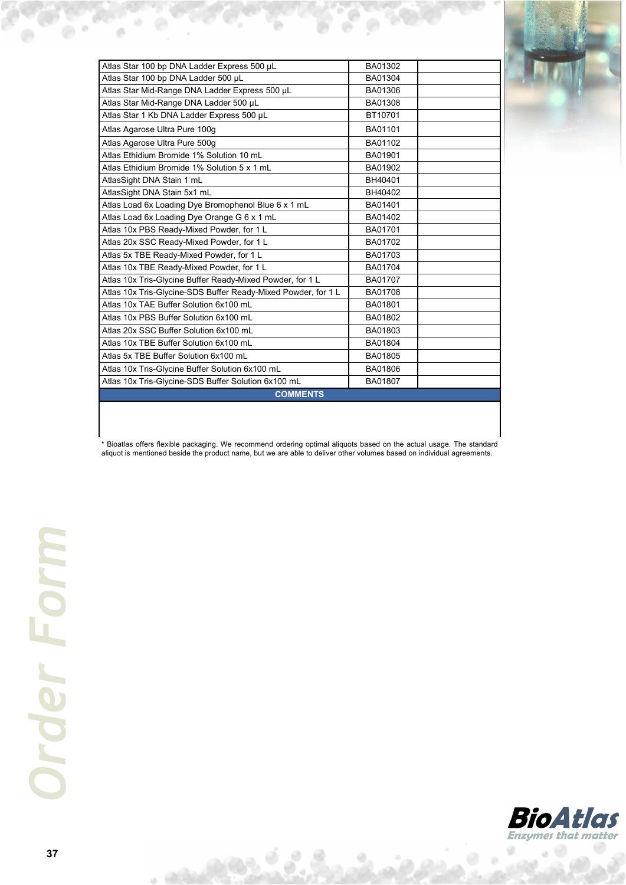| | | |
|---|---|---|
| Atlas Star 100 bp DNA Ladder Express 500 µL | BA01302 | |
| Atlas Star 100 bp DNA Ladder 500 µL | BA01304 | |
| Atlas Star Mid-Range DNA Ladder Express 500 µL | BA01306 | |
| Atlas Star Mid-Range DNA Ladder 500 µL | BA01308 | |
| Atlas Star 1 Kb DNA Ladder Express 500 µL | BT10701 | |
| Atlas Agarose Ultra Pure 100g | BA01101 | |
| Atlas Agarose Ultra Pure 500g | BA01102 | |
| Atlas Ethidium Bromide 1% Solution 10 mL | BA01901 | |
| Atlas Ethidium Bromide 1% Solution 5 x 1 mL | BA01902 | |
| AtlasSight DNA Stain 1 mL | BH40401 | |
| AtlasSight DNA Stain 5x1 mL | BH40402 | |
| Atlas Load 6x Loading Dye Bromophenol Blue 6 x 1 mL | BA01401 | |
| Atlas Load 6x Loading Dye Orange G 6 x 1 mL | BA01402 | |
| Atlas 10x PBS Ready-Mixed Powder, for 1 L | BA01701 | |
| Atlas 20x SSC Ready-Mixed Powder, for 1 L | BA01702 | |
| Atlas 5x TBE Ready-Mixed Powder, for 1 L | BA01703 | |
| Atlas 10x TBE Ready-Mixed Powder, for 1 L | BA01704 | |
| Atlas 10x Tris-Glycine Buffer Ready-Mixed Powder, for 1 L | BA01707 | |
| Atlas 10x Tris-Glycine-SDS Buffer Ready-Mixed Powder, for 1 L | BA01708 | |
| Atlas 10x TAE Buffer Solution 6x100 mL | BA01801 | |
| Atlas 10x PBS Buffer Solution 6x100 mL | BA01802 | |
| Atlas 20x SSC Buffer Solution 6x100 mL | BA01803 | |
| Atlas 10x TBE Buffer Solution 6x100 mL | BA01804 | |
| Atlas 5x TBE Buffer Solution 6x100 mL | BA01805 | |
| Atlas 10x Tris-Glycine Buffer Solution 6x100 mL | BA01806 | |
| Atlas 10x Tris-Glycine-SDS Buffer Solution 6x100 mL | BA01807 | |

**COMMENTS**

* Bioatlas offers flexible packaging. We recommend ordering optimal aliquots based on the actual usage. The standard aliquot is mentioned beside the product name, but we are able to deliver other volumes based on individual agreements.

Order Form

BioAtlas
Enzymes that matter